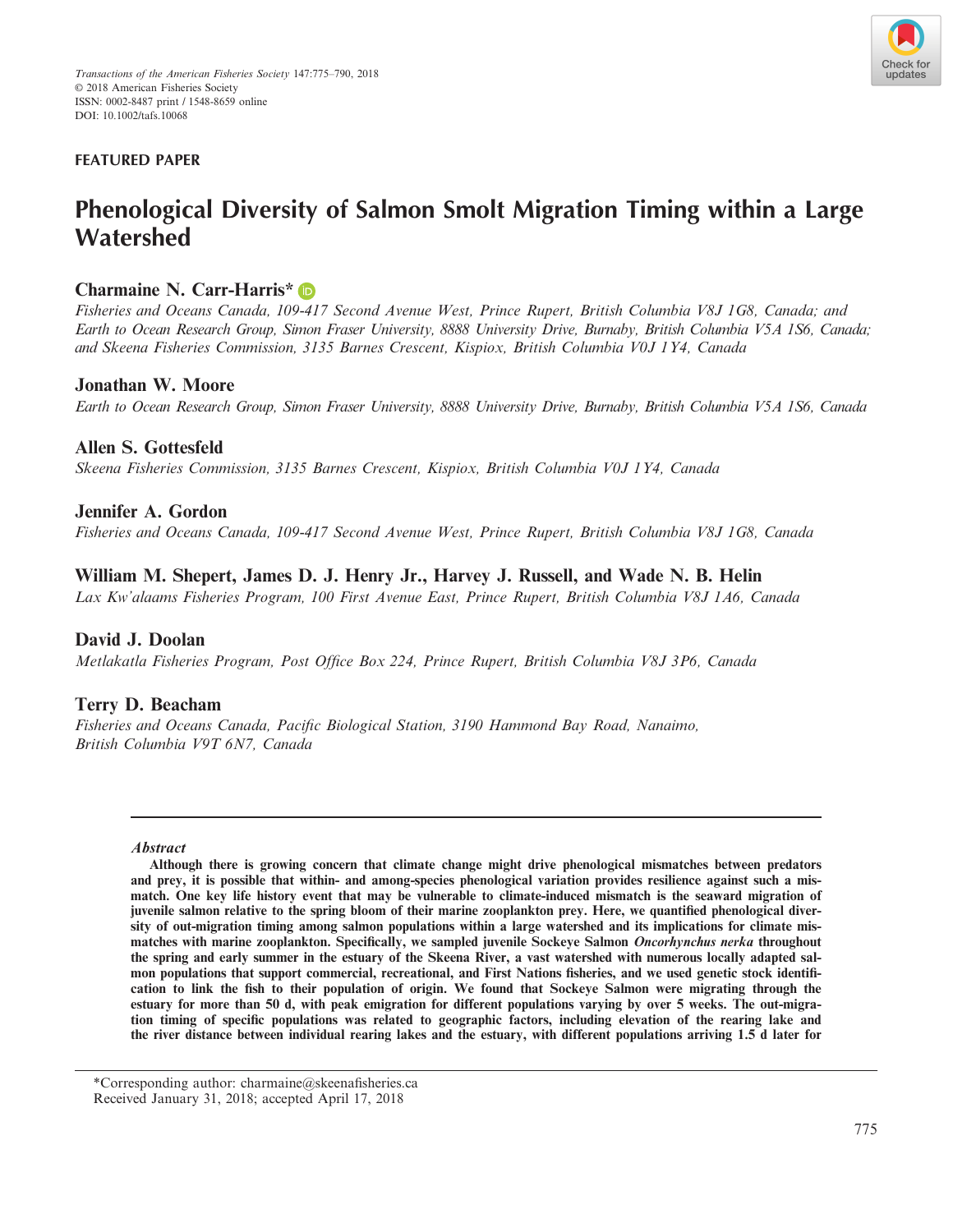FEATURED PAPER

# Phenological Diversity of Salmon Smolt Migration Timing within a Large Watershed

**Charmaine N. Carr-Harris***

*Fisheries and Oceans Canada, 109-417 Second Avenue West, Prince Rupert, British Columbia V8J 1G8, Canada; and Earth to Ocean Research Group, Simon Fraser University, 8888 University Drive, Burnaby, British Columbia V5A 1S6, Canada; and Skeena Fisheries Commission, 3135 Barnes Crescent, Kispiox, British Columbia V0J 1Y4, Canada*

**Jonathan W. Moore**

*Earth to Ocean Research Group, Simon Fraser University, 8888 University Drive, Burnaby, British Columbia V5A 1S6, Canada*

**Allen S. Gottesfeld**

*Skeena Fisheries Commission, 3135 Barnes Crescent, Kispiox, British Columbia V0J 1Y4, Canada*

**Jennifer A. Gordon**

*Fisheries and Oceans Canada, 109-417 Second Avenue West, Prince Rupert, British Columbia V8J 1G8, Canada*

**William M. Shepert, James D. J. Henry Jr., Harvey J. Russell, and Wade N. B. Helin**

*Lax Kw'alaams Fisheries Program, 100 First Avenue East, Prince Rupert, British Columbia V8J 1A6, Canada*

**David J. Doolan**

*Metlakatla Fisheries Program, Post Office Box 224, Prince Rupert, British Columbia V8J 3P6, Canada*

**Terry D. Beacham**

*Fisheries and Oceans Canada, Pacific Biological Station, 3190 Hammond Bay Road, Nanaimo, British Columbia V9T 6N7, Canada*

## Abstract

**Although there is growing concern that climate change might drive phenological mismatches between predators and prey, it is possible that within- and among-species phenological variation provides resilience against such a mismatch. One key life history event that may be vulnerable to climate-induced mismatch is the seaward migration of juvenile salmon relative to the spring bloom of their marine zooplankton prey. Here, we quantified phenological diversity of out-migration timing among salmon populations within a large watershed and its implications for climate mismatches with marine zooplankton. Specifically, we sampled juvenile Sockeye Salmon *Oncorhynchus nerka* throughout the spring and early summer in the estuary of the Skeena River, a vast watershed with numerous locally adapted salmon populations that support commercial, recreational, and First Nations fisheries, and we used genetic stock identification to link the fish to their population of origin. We found that Sockeye Salmon were migrating through the estuary for more than 50 d, with peak emigration for different populations varying by over 5 weeks. The out-migration timing of specific populations was related to geographic factors, including elevation of the rearing lake and the river distance between individual rearing lakes and the estuary, with different populations arriving 1.5 d later for**

*Corresponding author: charmaine@skeenafisheries.ca
Received January 31, 2018; accepted April 17, 2018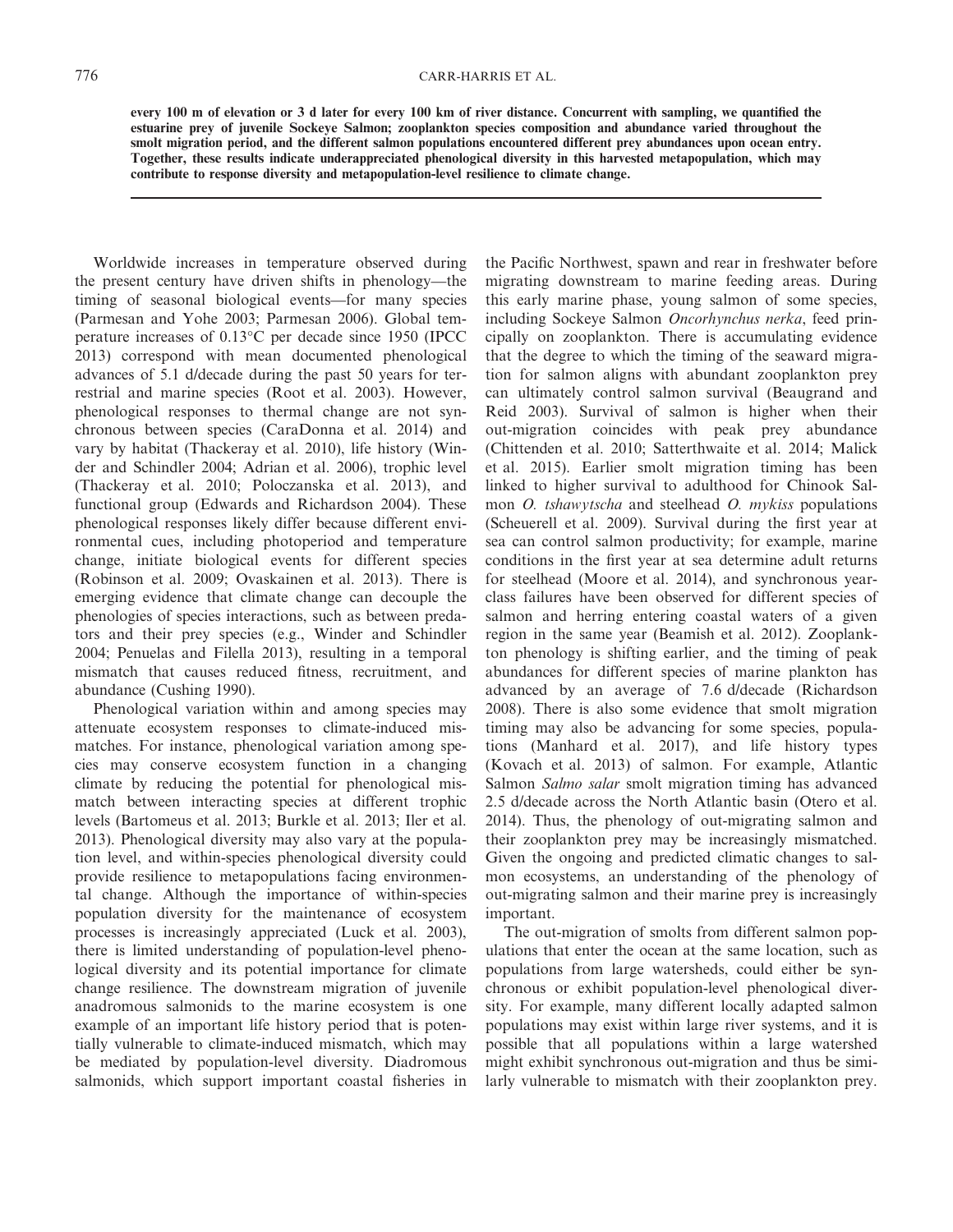**every 100 m of elevation or 3 d later for every 100 km of river distance. Concurrent with sampling, we quantified the estuarine prey of juvenile Sockeye Salmon; zooplankton species composition and abundance varied throughout the smolt migration period, and the different salmon populations encountered different prey abundances upon ocean entry. Together, these results indicate underappreciated phenological diversity in this harvested metapopulation, which may contribute to response diversity and metapopulation-level resilience to climate change.**

---

Worldwide increases in temperature observed during the present century have driven shifts in phenology—the timing of seasonal biological events—for many species (Parmesan and Yohe 2003; Parmesan 2006). Global temperature increases of 0.13°C per decade since 1950 (IPCC 2013) correspond with mean documented phenological advances of 5.1 d/decade during the past 50 years for terrestrial and marine species (Root et al. 2003). However, phenological responses to thermal change are not synchronous between species (CaraDonna et al. 2014) and vary by habitat (Thackeray et al. 2010), life history (Winder and Schindler 2004; Adrian et al. 2006), trophic level (Thackeray et al. 2010; Poloczanska et al. 2013), and functional group (Edwards and Richardson 2004). These phenological responses likely differ because different environmental cues, including photoperiod and temperature change, initiate biological events for different species (Robinson et al. 2009; Ovaskainen et al. 2013). There is emerging evidence that climate change can decouple the phenologies of species interactions, such as between predators and their prey species (e.g., Winder and Schindler 2004; Penuelas and Filella 2013), resulting in a temporal mismatch that causes reduced fitness, recruitment, and abundance (Cushing 1990).

Phenological variation within and among species may attenuate ecosystem responses to climate-induced mismatches. For instance, phenological variation among species may conserve ecosystem function in a changing climate by reducing the potential for phenological mismatch between interacting species at different trophic levels (Bartomeus et al. 2013; Burkle et al. 2013; Iler et al. 2013). Phenological diversity may also vary at the population level, and within-species phenological diversity could provide resilience to metapopulations facing environmental change. Although the importance of within-species population diversity for the maintenance of ecosystem processes is increasingly appreciated (Luck et al. 2003), there is limited understanding of population-level phenological diversity and its potential importance for climate change resilience. The downstream migration of juvenile anadromous salmonids to the marine ecosystem is one example of an important life history period that is potentially vulnerable to climate-induced mismatch, which may be mediated by population-level diversity. Diadromous salmonids, which support important coastal fisheries in the Pacific Northwest, spawn and rear in freshwater before migrating downstream to marine feeding areas. During this early marine phase, young salmon of some species, including Sockeye Salmon *Oncorhynchus nerka*, feed principally on zooplankton. There is accumulating evidence that the degree to which the timing of the seaward migration for salmon aligns with abundant zooplankton prey can ultimately control salmon survival (Beaugrand and Reid 2003). Survival of salmon is higher when their out-migration coincides with peak prey abundance (Chittenden et al. 2010; Satterthwaite et al. 2014; Malick et al. 2015). Earlier smolt migration timing has been linked to higher survival to adulthood for Chinook Salmon *O. tshawytscha* and steelhead *O. mykiss* populations (Scheuerell et al. 2009). Survival during the first year at sea can control salmon productivity; for example, marine conditions in the first year at sea determine adult returns for steelhead (Moore et al. 2014), and synchronous year-class failures have been observed for different species of salmon and herring entering coastal waters of a given region in the same year (Beamish et al. 2012). Zooplankton phenology is shifting earlier, and the timing of peak abundances for different species of marine plankton has advanced by an average of 7.6 d/decade (Richardson 2008). There is also some evidence that smolt migration timing may also be advancing for some species, populations (Manhard et al. 2017), and life history types (Kovach et al. 2013) of salmon. For example, Atlantic Salmon *Salmo salar* smolt migration timing has advanced 2.5 d/decade across the North Atlantic basin (Otero et al. 2014). Thus, the phenology of out-migrating salmon and their zooplankton prey may be increasingly mismatched. Given the ongoing and predicted climatic changes to salmon ecosystems, an understanding of the phenology of out-migrating salmon and their marine prey is increasingly important.

The out-migration of smolts from different salmon populations that enter the ocean at the same location, such as populations from large watersheds, could either be synchronous or exhibit population-level phenological diversity. For example, many different locally adapted salmon populations may exist within large river systems, and it is possible that all populations within a large watershed might exhibit synchronous out-migration and thus be similarly vulnerable to mismatch with their zooplankton prey.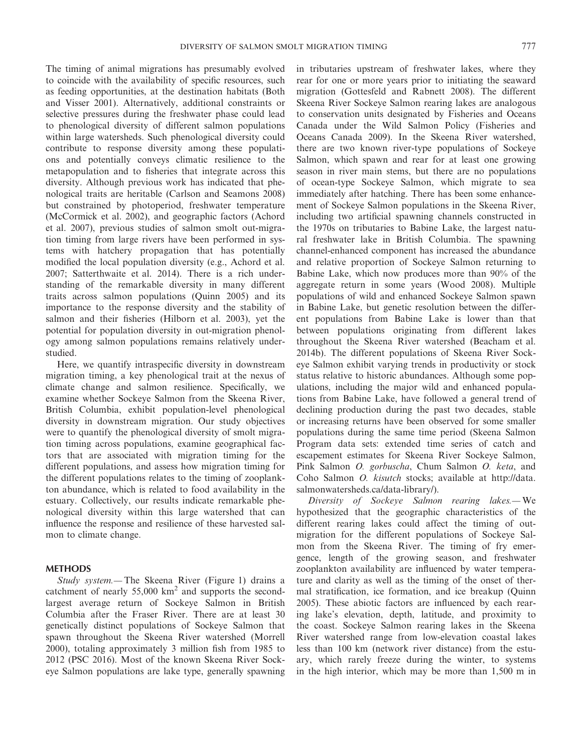The timing of animal migrations has presumably evolved to coincide with the availability of specific resources, such as feeding opportunities, at the destination habitats (Both and Visser 2001). Alternatively, additional constraints or selective pressures during the freshwater phase could lead to phenological diversity of different salmon populations within large watersheds. Such phenological diversity could contribute to response diversity among these populations and potentially conveys climatic resilience to the metapopulation and to fisheries that integrate across this diversity. Although previous work has indicated that phenological traits are heritable (Carlson and Seamons 2008) but constrained by photoperiod, freshwater temperature (McCormick et al. 2002), and geographic factors (Achord et al. 2007), previous studies of salmon smolt out-migration timing from large rivers have been performed in systems with hatchery propagation that has potentially modified the local population diversity (e.g., Achord et al. 2007; Satterthwaite et al. 2014). There is a rich understanding of the remarkable diversity in many different traits across salmon populations (Quinn 2005) and its importance to the response diversity and the stability of salmon and their fisheries (Hilborn et al. 2003), yet the potential for population diversity in out-migration phenology among salmon populations remains relatively understudied.

Here, we quantify intraspecific diversity in downstream migration timing, a key phenological trait at the nexus of climate change and salmon resilience. Specifically, we examine whether Sockeye Salmon from the Skeena River, British Columbia, exhibit population-level phenological diversity in downstream migration. Our study objectives were to quantify the phenological diversity of smolt migration timing across populations, examine geographical factors that are associated with migration timing for the different populations, and assess how migration timing for the different populations relates to the timing of zooplankton abundance, which is related to food availability in the estuary. Collectively, our results indicate remarkable phenological diversity within this large watershed that can influence the response and resilience of these harvested salmon to climate change.

## METHODS

*Study system.*— The Skeena River (Figure 1) drains a catchment of nearly 55,000 km$^2$ and supports the second-largest average return of Sockeye Salmon in British Columbia after the Fraser River. There are at least 30 genetically distinct populations of Sockeye Salmon that spawn throughout the Skeena River watershed (Morrell 2000), totaling approximately 3 million fish from 1985 to 2012 (PSC 2016). Most of the known Skeena River Sockeye Salmon populations are lake type, generally spawning in tributaries upstream of freshwater lakes, where they rear for one or more years prior to initiating the seaward migration (Gottesfeld and Rabnett 2008). The different Skeena River Sockeye Salmon rearing lakes are analogous to conservation units designated by Fisheries and Oceans Canada under the Wild Salmon Policy (Fisheries and Oceans Canada 2009). In the Skeena River watershed, there are two known river-type populations of Sockeye Salmon, which spawn and rear for at least one growing season in river main stems, but there are no populations of ocean-type Sockeye Salmon, which migrate to sea immediately after hatching. There has been some enhancement of Sockeye Salmon populations in the Skeena River, including two artificial spawning channels constructed in the 1970s on tributaries to Babine Lake, the largest natural freshwater lake in British Columbia. The spawning channel-enhanced component has increased the abundance and relative proportion of Sockeye Salmon returning to Babine Lake, which now produces more than 90% of the aggregate return in some years (Wood 2008). Multiple populations of wild and enhanced Sockeye Salmon spawn in Babine Lake, but genetic resolution between the different populations from Babine Lake is lower than that between populations originating from different lakes throughout the Skeena River watershed (Beacham et al. 2014b). The different populations of Skeena River Sockeye Salmon exhibit varying trends in productivity or stock status relative to historic abundances. Although some populations, including the major wild and enhanced populations from Babine Lake, have followed a general trend of declining production during the past two decades, stable or increasing returns have been observed for some smaller populations during the same time period (Skeena Salmon Program data sets: extended time series of catch and escapement estimates for Skeena River Sockeye Salmon, Pink Salmon *O. gorbuscha*, Chum Salmon *O. keta*, and Coho Salmon *O. kisutch* stocks; available at http://data.salmonwatersheds.ca/data-library/).

*Diversity of Sockeye Salmon rearing lakes.*— We hypothesized that the geographic characteristics of the different rearing lakes could affect the timing of out-migration for the different populations of Sockeye Salmon from the Skeena River. The timing of fry emergence, length of the growing season, and freshwater zooplankton availability are influenced by water temperature and clarity as well as the timing of the onset of thermal stratification, ice formation, and ice breakup (Quinn 2005). These abiotic factors are influenced by each rearing lake's elevation, depth, latitude, and proximity to the coast. Sockeye Salmon rearing lakes in the Skeena River watershed range from low-elevation coastal lakes less than 100 km (network river distance) from the estuary, which rarely freeze during the winter, to systems in the high interior, which may be more than 1,500 m in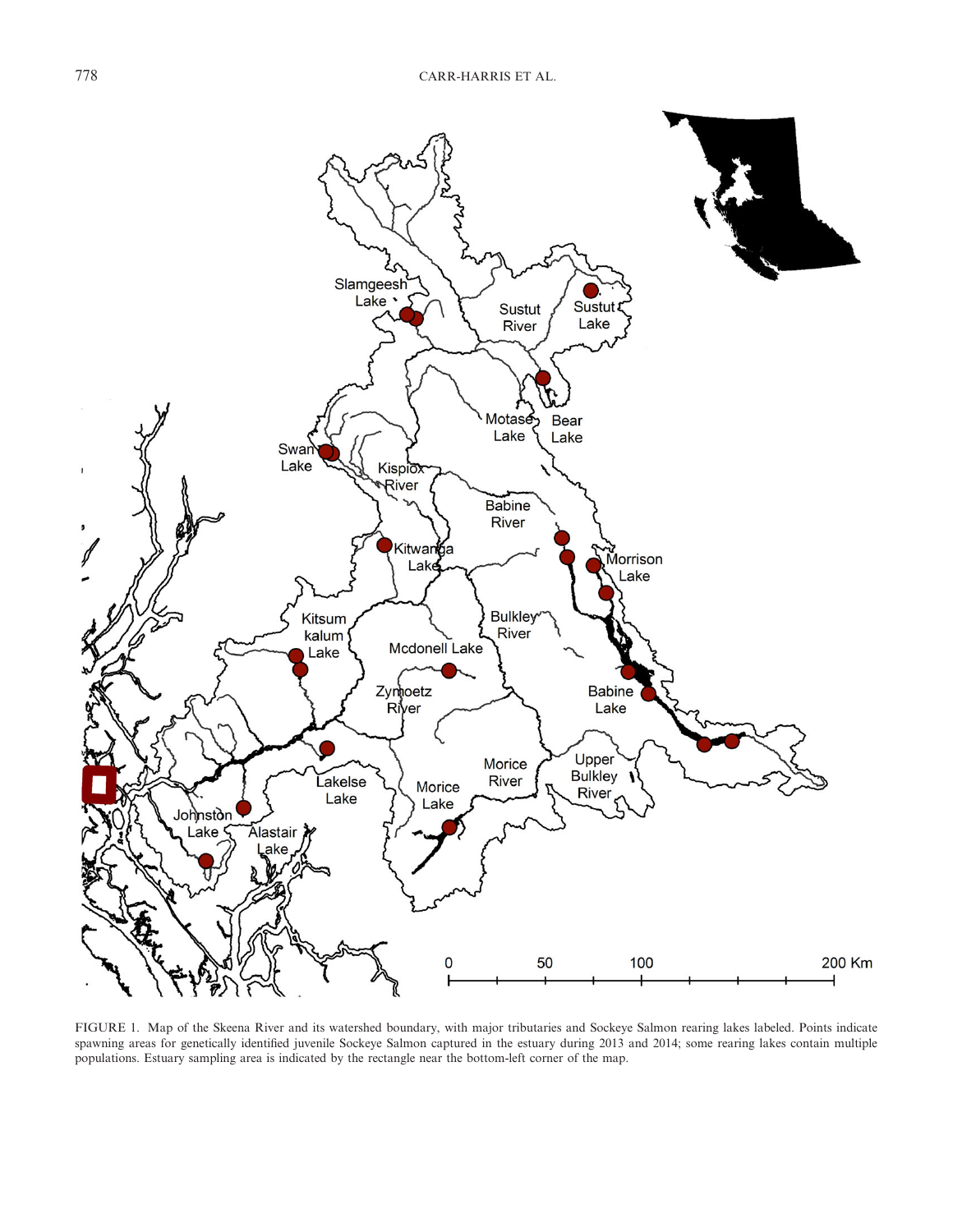FIGURE 1. Map of the Skeena River and its watershed boundary, with major tributaries and Sockeye Salmon rearing lakes labeled. Points indicate spawning areas for genetically identified juvenile Sockeye Salmon captured in the estuary during 2013 and 2014; some rearing lakes contain multiple populations. Estuary sampling area is indicated by the rectangle near the bottom-left corner of the map.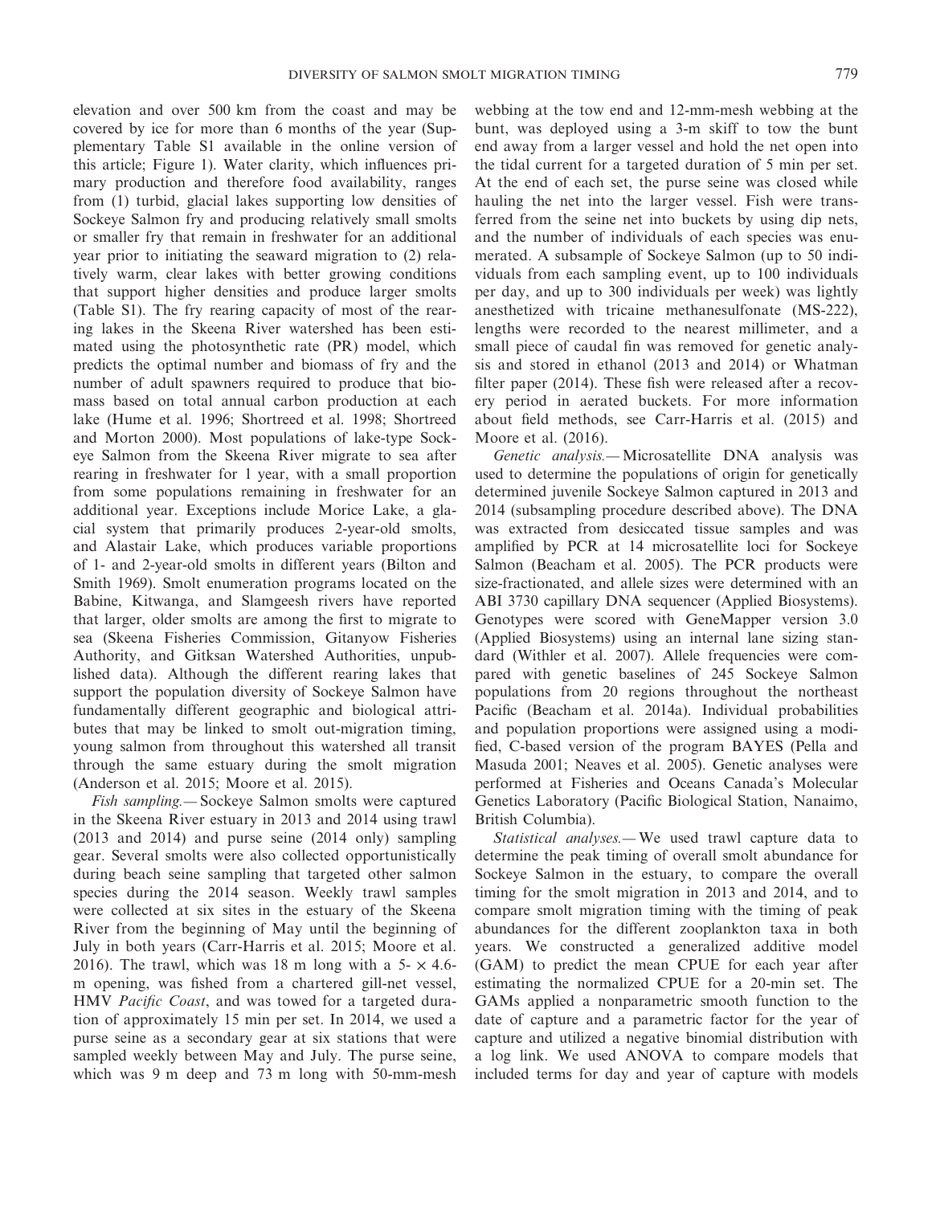elevation and over 500 km from the coast and may be covered by ice for more than 6 months of the year (Supplementary Table S1 available in the online version of this article; Figure 1). Water clarity, which influences primary production and therefore food availability, ranges from (1) turbid, glacial lakes supporting low densities of Sockeye Salmon fry and producing relatively small smolts or smaller fry that remain in freshwater for an additional year prior to initiating the seaward migration to (2) relatively warm, clear lakes with better growing conditions that support higher densities and produce larger smolts (Table S1). The fry rearing capacity of most of the rearing lakes in the Skeena River watershed has been estimated using the photosynthetic rate (PR) model, which predicts the optimal number and biomass of fry and the number of adult spawners required to produce that biomass based on total annual carbon production at each lake (Hume et al. 1996; Shortreed et al. 1998; Shortreed and Morton 2000). Most populations of lake-type Sockeye Salmon from the Skeena River migrate to sea after rearing in freshwater for 1 year, with a small proportion from some populations remaining in freshwater for an additional year. Exceptions include Morice Lake, a glacial system that primarily produces 2-year-old smolts, and Alastair Lake, which produces variable proportions of 1- and 2-year-old smolts in different years (Bilton and Smith 1969). Smolt enumeration programs located on the Babine, Kitwanga, and Slamgeesh rivers have reported that larger, older smolts are among the first to migrate to sea (Skeena Fisheries Commission, Gitanyow Fisheries Authority, and Gitksan Watershed Authorities, unpublished data). Although the different rearing lakes that support the population diversity of Sockeye Salmon have fundamentally different geographic and biological attributes that may be linked to smolt out-migration timing, young salmon from throughout this watershed all transit through the same estuary during the smolt migration (Anderson et al. 2015; Moore et al. 2015).

*Fish sampling.*— Sockeye Salmon smolts were captured in the Skeena River estuary in 2013 and 2014 using trawl (2013 and 2014) and purse seine (2014 only) sampling gear. Several smolts were also collected opportunistically during beach seine sampling that targeted other salmon species during the 2014 season. Weekly trawl samples were collected at six sites in the estuary of the Skeena River from the beginning of May until the beginning of July in both years (Carr-Harris et al. 2015; Moore et al. 2016). The trawl, which was 18 m long with a 5- × 4.6-m opening, was fished from a chartered gill-net vessel, HMV *Pacific Coast*, and was towed for a targeted duration of approximately 15 min per set. In 2014, we used a purse seine as a secondary gear at six stations that were sampled weekly between May and July. The purse seine, which was 9 m deep and 73 m long with 50-mm-mesh webbing at the tow end and 12-mm-mesh webbing at the bunt, was deployed using a 3-m skiff to tow the bunt end away from a larger vessel and hold the net open into the tidal current for a targeted duration of 5 min per set. At the end of each set, the purse seine was closed while hauling the net into the larger vessel. Fish were transferred from the seine net into buckets by using dip nets, and the number of individuals of each species was enumerated. A subsample of Sockeye Salmon (up to 50 individuals from each sampling event, up to 100 individuals per day, and up to 300 individuals per week) was lightly anesthetized with tricaine methanesulfonate (MS-222), lengths were recorded to the nearest millimeter, and a small piece of caudal fin was removed for genetic analysis and stored in ethanol (2013 and 2014) or Whatman filter paper (2014). These fish were released after a recovery period in aerated buckets. For more information about field methods, see Carr-Harris et al. (2015) and Moore et al. (2016).

*Genetic analysis.*— Microsatellite DNA analysis was used to determine the populations of origin for genetically determined juvenile Sockeye Salmon captured in 2013 and 2014 (subsampling procedure described above). The DNA was extracted from desiccated tissue samples and was amplified by PCR at 14 microsatellite loci for Sockeye Salmon (Beacham et al. 2005). The PCR products were size-fractionated, and allele sizes were determined with an ABI 3730 capillary DNA sequencer (Applied Biosystems). Genotypes were scored with GeneMapper version 3.0 (Applied Biosystems) using an internal lane sizing standard (Withler et al. 2007). Allele frequencies were compared with genetic baselines of 245 Sockeye Salmon populations from 20 regions throughout the northeast Pacific (Beacham et al. 2014a). Individual probabilities and population proportions were assigned using a modified, C-based version of the program BAYES (Pella and Masuda 2001; Neaves et al. 2005). Genetic analyses were performed at Fisheries and Oceans Canada's Molecular Genetics Laboratory (Pacific Biological Station, Nanaimo, British Columbia).

*Statistical analyses.*— We used trawl capture data to determine the peak timing of overall smolt abundance for Sockeye Salmon in the estuary, to compare the overall timing for the smolt migration in 2013 and 2014, and to compare smolt migration timing with the timing of peak abundances for the different zooplankton taxa in both years. We constructed a generalized additive model (GAM) to predict the mean CPUE for each year after estimating the normalized CPUE for a 20-min set. The GAMs applied a nonparametric smooth function to the date of capture and a parametric factor for the year of capture and utilized a negative binomial distribution with a log link. We used ANOVA to compare models that included terms for day and year of capture with models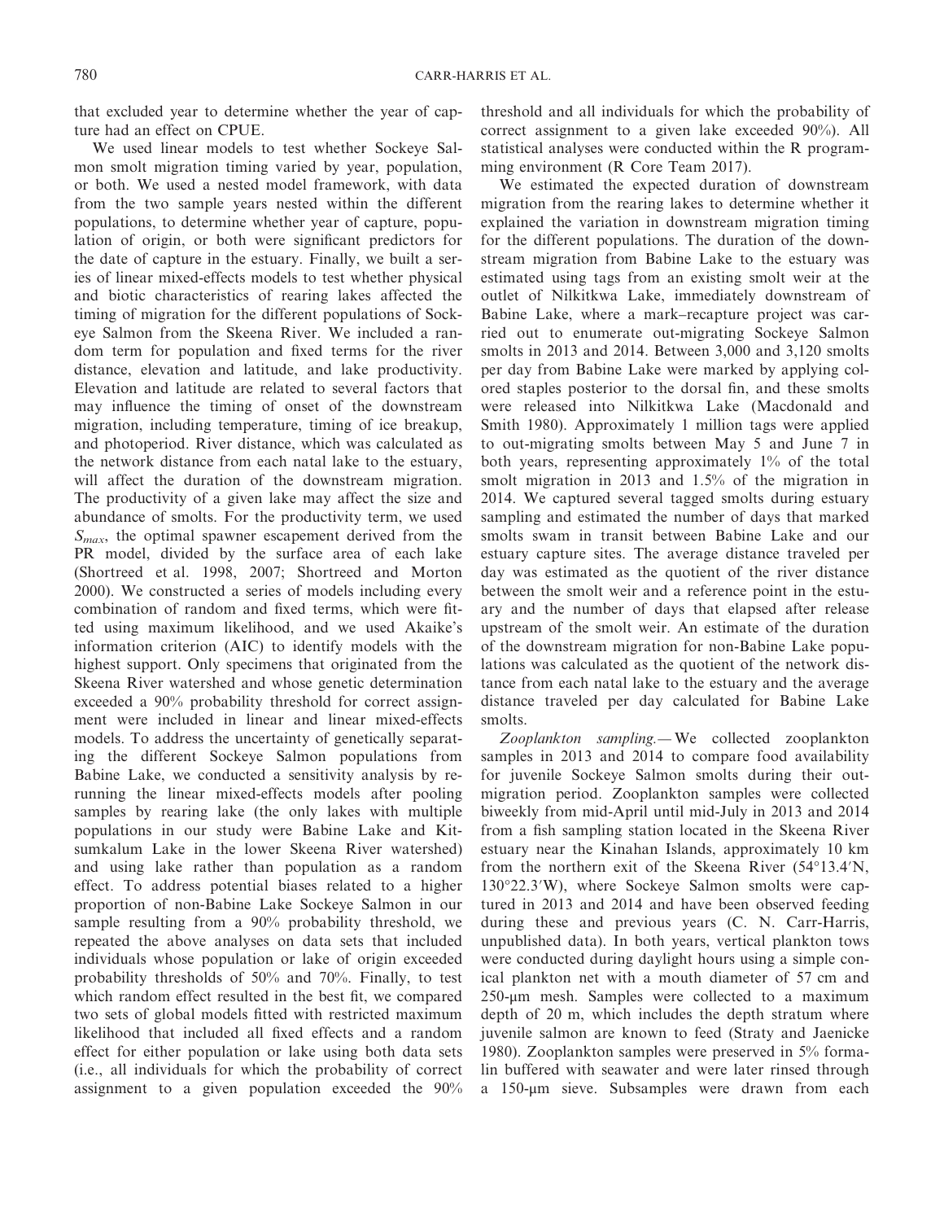that excluded year to determine whether the year of capture had an effect on CPUE.

We used linear models to test whether Sockeye Salmon smolt migration timing varied by year, population, or both. We used a nested model framework, with data from the two sample years nested within the different populations, to determine whether year of capture, population of origin, or both were significant predictors for the date of capture in the estuary. Finally, we built a series of linear mixed-effects models to test whether physical and biotic characteristics of rearing lakes affected the timing of migration for the different populations of Sockeye Salmon from the Skeena River. We included a random term for population and fixed terms for the river distance, elevation and latitude, and lake productivity. Elevation and latitude are related to several factors that may influence the timing of onset of the downstream migration, including temperature, timing of ice breakup, and photoperiod. River distance, which was calculated as the network distance from each natal lake to the estuary, will affect the duration of the downstream migration. The productivity of a given lake may affect the size and abundance of smolts. For the productivity term, we used $S_{max}$, the optimal spawner escapement derived from the PR model, divided by the surface area of each lake (Shortreed et al. 1998, 2007; Shortreed and Morton 2000). We constructed a series of models including every combination of random and fixed terms, which were fitted using maximum likelihood, and we used Akaike's information criterion (AIC) to identify models with the highest support. Only specimens that originated from the Skeena River watershed and whose genetic determination exceeded a 90% probability threshold for correct assignment were included in linear and linear mixed-effects models. To address the uncertainty of genetically separating the different Sockeye Salmon populations from Babine Lake, we conducted a sensitivity analysis by rerunning the linear mixed-effects models after pooling samples by rearing lake (the only lakes with multiple populations in our study were Babine Lake and Kitsumkalum Lake in the lower Skeena River watershed) and using lake rather than population as a random effect. To address potential biases related to a higher proportion of non-Babine Lake Sockeye Salmon in our sample resulting from a 90% probability threshold, we repeated the above analyses on data sets that included individuals whose population or lake of origin exceeded probability thresholds of 50% and 70%. Finally, to test which random effect resulted in the best fit, we compared two sets of global models fitted with restricted maximum likelihood that included all fixed effects and a random effect for either population or lake using both data sets (i.e., all individuals for which the probability of correct assignment to a given population exceeded the 90% threshold and all individuals for which the probability of correct assignment to a given lake exceeded 90%). All statistical analyses were conducted within the R programming environment (R Core Team 2017).

We estimated the expected duration of downstream migration from the rearing lakes to determine whether it explained the variation in downstream migration timing for the different populations. The duration of the downstream migration from Babine Lake to the estuary was estimated using tags from an existing smolt weir at the outlet of Nilkitkwa Lake, immediately downstream of Babine Lake, where a mark–recapture project was carried out to enumerate out-migrating Sockeye Salmon smolts in 2013 and 2014. Between 3,000 and 3,120 smolts per day from Babine Lake were marked by applying colored staples posterior to the dorsal fin, and these smolts were released into Nilkitkwa Lake (Macdonald and Smith 1980). Approximately 1 million tags were applied to out-migrating smolts between May 5 and June 7 in both years, representing approximately 1% of the total smolt migration in 2013 and 1.5% of the migration in 2014. We captured several tagged smolts during estuary sampling and estimated the number of days that marked smolts swam in transit between Babine Lake and our estuary capture sites. The average distance traveled per day was estimated as the quotient of the river distance between the smolt weir and a reference point in the estuary and the number of days that elapsed after release upstream of the smolt weir. An estimate of the duration of the downstream migration for non-Babine Lake populations was calculated as the quotient of the network distance from each natal lake to the estuary and the average distance traveled per day calculated for Babine Lake smolts.

*Zooplankton sampling.*— We collected zooplankton samples in 2013 and 2014 to compare food availability for juvenile Sockeye Salmon smolts during their out-migration period. Zooplankton samples were collected biweekly from mid-April until mid-July in 2013 and 2014 from a fish sampling station located in the Skeena River estuary near the Kinahan Islands, approximately 10 km from the northern exit of the Skeena River (54°13.4′N, 130°22.3′W), where Sockeye Salmon smolts were captured in 2013 and 2014 and have been observed feeding during these and previous years (C. N. Carr-Harris, unpublished data). In both years, vertical plankton tows were conducted during daylight hours using a simple conical plankton net with a mouth diameter of 57 cm and 250-μm mesh. Samples were collected to a maximum depth of 20 m, which includes the depth stratum where juvenile salmon are known to feed (Straty and Jaenicke 1980). Zooplankton samples were preserved in 5% formalin buffered with seawater and were later rinsed through a 150-μm sieve. Subsamples were drawn from each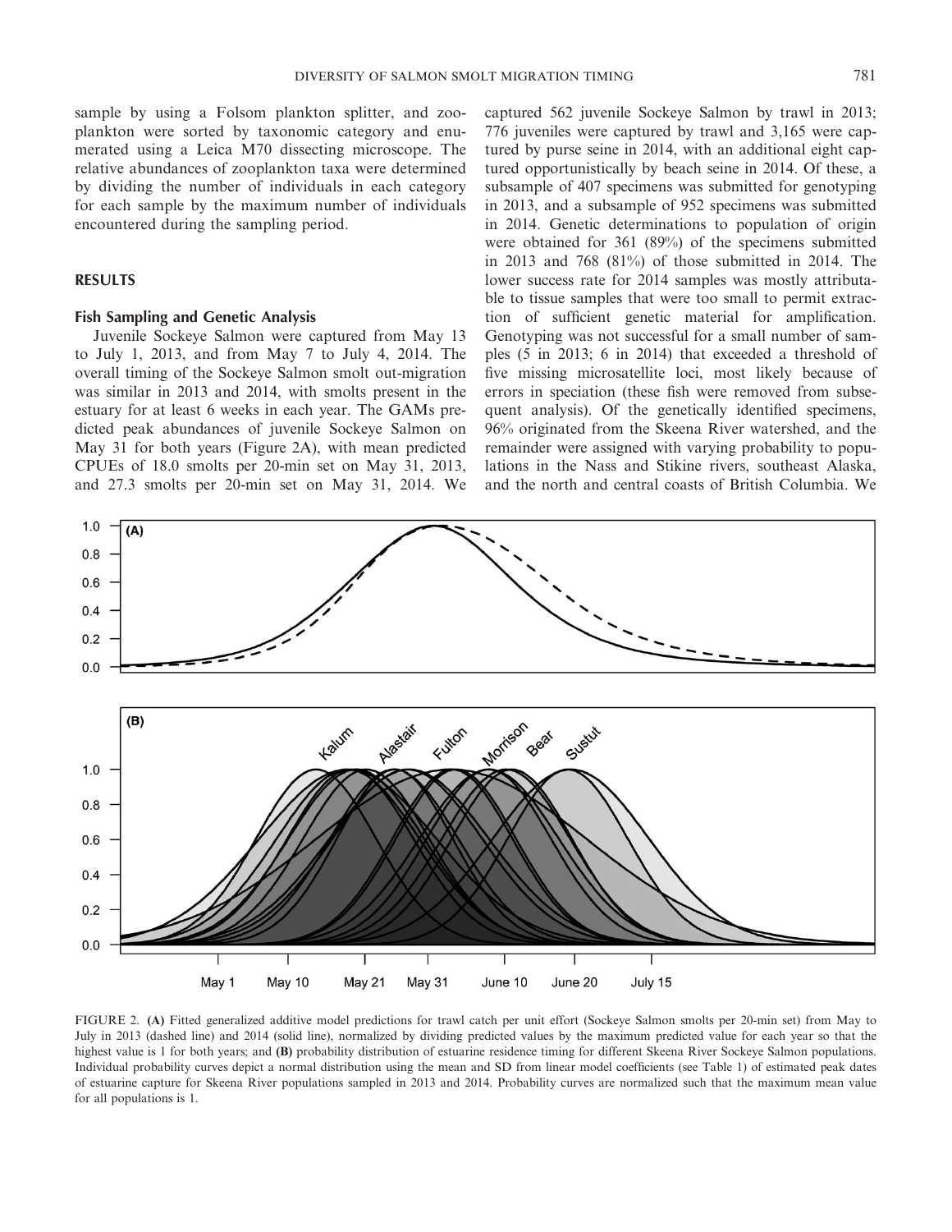sample by using a Folsom plankton splitter, and zooplankton were sorted by taxonomic category and enumerated using a Leica M70 dissecting microscope. The relative abundances of zooplankton taxa were determined by dividing the number of individuals in each category for each sample by the maximum number of individuals encountered during the sampling period.

## RESULTS

### Fish Sampling and Genetic Analysis

Juvenile Sockeye Salmon were captured from May 13 to July 1, 2013, and from May 7 to July 4, 2014. The overall timing of the Sockeye Salmon smolt out-migration was similar in 2013 and 2014, with smolts present in the estuary for at least 6 weeks in each year. The GAMs predicted peak abundances of juvenile Sockeye Salmon on May 31 for both years (Figure 2A), with mean predicted CPUEs of 18.0 smolts per 20-min set on May 31, 2013, and 27.3 smolts per 20-min set on May 31, 2014. We captured 562 juvenile Sockeye Salmon by trawl in 2013; 776 juveniles were captured by trawl and 3,165 were captured by purse seine in 2014, with an additional eight captured opportunistically by beach seine in 2014. Of these, a subsample of 407 specimens was submitted for genotyping in 2013, and a subsample of 952 specimens was submitted in 2014. Genetic determinations to population of origin were obtained for 361 (89%) of the specimens submitted in 2013 and 768 (81%) of those submitted in 2014. The lower success rate for 2014 samples was mostly attributable to tissue samples that were too small to permit extraction of sufficient genetic material for amplification. Genotyping was not successful for a small number of samples (5 in 2013; 6 in 2014) that exceeded a threshold of five missing microsatellite loci, most likely because of errors in speciation (these fish were removed from subsequent analysis). Of the genetically identified specimens, 96% originated from the Skeena River watershed, and the remainder were assigned with varying probability to populations in the Nass and Stikine rivers, southeast Alaska, and the north and central coasts of British Columbia. We

FIGURE 2. **(A)** Fitted generalized additive model predictions for trawl catch per unit effort (Sockeye Salmon smolts per 20-min set) from May to July in 2013 (dashed line) and 2014 (solid line), normalized by dividing predicted values by the maximum predicted value for each year so that the highest value is 1 for both years; and **(B)** probability distribution of estuarine residence timing for different Skeena River Sockeye Salmon populations. Individual probability curves depict a normal distribution using the mean and SD from linear model coefficients (see Table 1) of estimated peak dates of estuarine capture for Skeena River populations sampled in 2013 and 2014. Probability curves are normalized such that the maximum mean value for all populations is 1.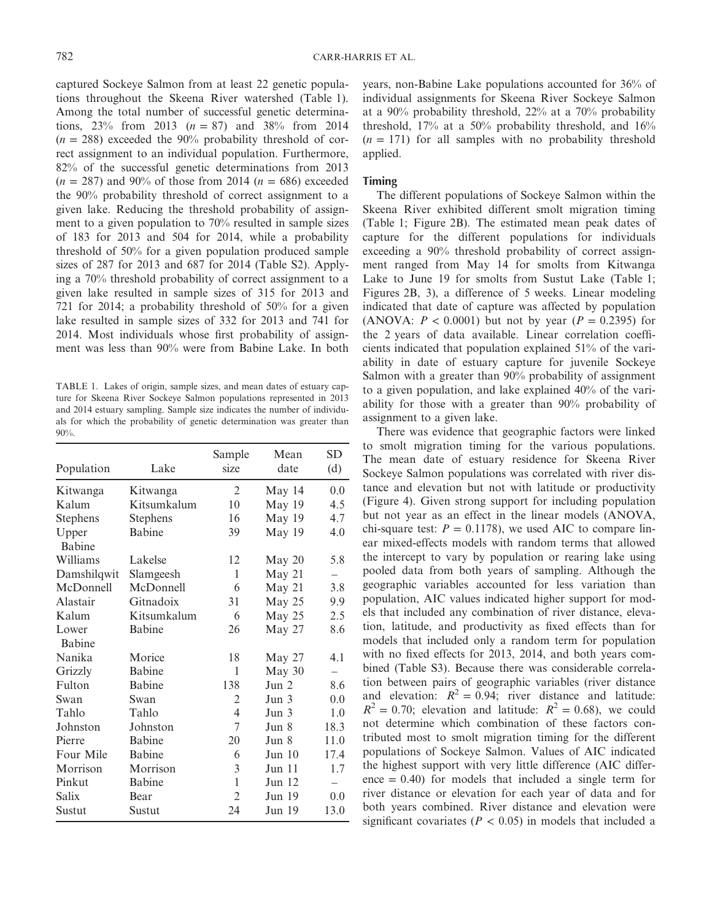captured Sockeye Salmon from at least 22 genetic populations throughout the Skeena River watershed (Table 1). Among the total number of successful genetic determinations, 23% from 2013 ($n$ = 87) and 38% from 2014 ($n$ = 288) exceeded the 90% probability threshold of correct assignment to an individual population. Furthermore, 82% of the successful genetic determinations from 2013 ($n$ = 287) and 90% of those from 2014 ($n$ = 686) exceeded the 90% probability threshold of correct assignment to a given lake. Reducing the threshold probability of assignment to a given population to 70% resulted in sample sizes of 183 for 2013 and 504 for 2014, while a probability threshold of 50% for a given population produced sample sizes of 287 for 2013 and 687 for 2014 (Table S2). Applying a 70% threshold probability of correct assignment to a given lake resulted in sample sizes of 315 for 2013 and 721 for 2014; a probability threshold of 50% for a given lake resulted in sample sizes of 332 for 2013 and 741 for 2014. Most individuals whose first probability of assignment was less than 90% were from Babine Lake. In both years, non-Babine Lake populations accounted for 36% of individual assignments for Skeena River Sockeye Salmon at a 90% probability threshold, 22% at a 70% probability threshold, 17% at a 50% probability threshold, and 16% ($n$ = 171) for all samples with no probability threshold applied.

TABLE 1. Lakes of origin, sample sizes, and mean dates of estuary capture for Skeena River Sockeye Salmon populations represented in 2013 and 2014 estuary sampling. Sample size indicates the number of individuals for which the probability of genetic determination was greater than 90%.

| Population | Lake | Sample size | Mean date | SD (d) |
|---|---|---|---|---|
| Kitwanga | Kitwanga | 2 | May 14 | 0.0 |
| Kalum | Kitsumkalum | 10 | May 19 | 4.5 |
| Stephens | Stephens | 16 | May 19 | 4.7 |
| Upper Babine | Babine | 39 | May 19 | 4.0 |
| Williams | Lakelse | 12 | May 20 | 5.8 |
| Damshilqwit | Slamgeesh | 1 | May 21 | – |
| McDonnell | McDonnell | 6 | May 21 | 3.8 |
| Alastair | Gitnadoix | 31 | May 25 | 9.9 |
| Kalum | Kitsumkalum | 6 | May 25 | 2.5 |
| Lower Babine | Babine | 26 | May 27 | 8.6 |
| Nanika | Morice | 18 | May 27 | 4.1 |
| Grizzly | Babine | 1 | May 30 | – |
| Fulton | Babine | 138 | Jun 2 | 8.6 |
| Swan | Swan | 2 | Jun 3 | 0.0 |
| Tahlo | Tahlo | 4 | Jun 3 | 1.0 |
| Johnston | Johnston | 7 | Jun 8 | 18.3 |
| Pierre | Babine | 20 | Jun 8 | 11.0 |
| Four Mile | Babine | 6 | Jun 10 | 17.4 |
| Morrison | Morrison | 3 | Jun 11 | 1.7 |
| Pinkut | Babine | 1 | Jun 12 | – |
| Salix | Bear | 2 | Jun 19 | 0.0 |
| Sustut | Sustut | 24 | Jun 19 | 13.0 |

## Timing

The different populations of Sockeye Salmon within the Skeena River exhibited different smolt migration timing (Table 1; Figure 2B). The estimated mean peak dates of capture for the different populations for individuals exceeding a 90% threshold probability of correct assignment ranged from May 14 for smolts from Kitwanga Lake to June 19 for smolts from Sustut Lake (Table 1; Figures 2B, 3), a difference of 5 weeks. Linear modeling indicated that date of capture was affected by population (ANOVA: $P < 0.0001$) but not by year ($P = 0.2395$) for the 2 years of data available. Linear correlation coefficients indicated that population explained 51% of the variability in date of estuary capture for juvenile Sockeye Salmon with a greater than 90% probability of assignment to a given population, and lake explained 40% of the variability for those with a greater than 90% probability of assignment to a given lake.

There was evidence that geographic factors were linked to smolt migration timing for the various populations. The mean date of estuary residence for Skeena River Sockeye Salmon populations was correlated with river distance and elevation but not with latitude or productivity (Figure 4). Given strong support for including population but not year as an effect in the linear models (ANOVA, chi-square test: $P = 0.1178$), we used AIC to compare linear mixed-effects models with random terms that allowed the intercept to vary by population or rearing lake using pooled data from both years of sampling. Although the geographic variables accounted for less variation than population, AIC values indicated higher support for models that included any combination of river distance, elevation, latitude, and productivity as fixed effects than for models that included only a random term for population with no fixed effects for 2013, 2014, and both years combined (Table S3). Because there was considerable correlation between pairs of geographic variables (river distance and elevation: $R^2 = 0.94$; river distance and latitude: $R^2 = 0.70$; elevation and latitude: $R^2 = 0.68$), we could not determine which combination of these factors contributed most to smolt migration timing for the different populations of Sockeye Salmon. Values of AIC indicated the highest support with very little difference (AIC difference = 0.40) for models that included a single term for river distance or elevation for each year of data and for both years combined. River distance and elevation were significant covariates ($P < 0.05$) in models that included a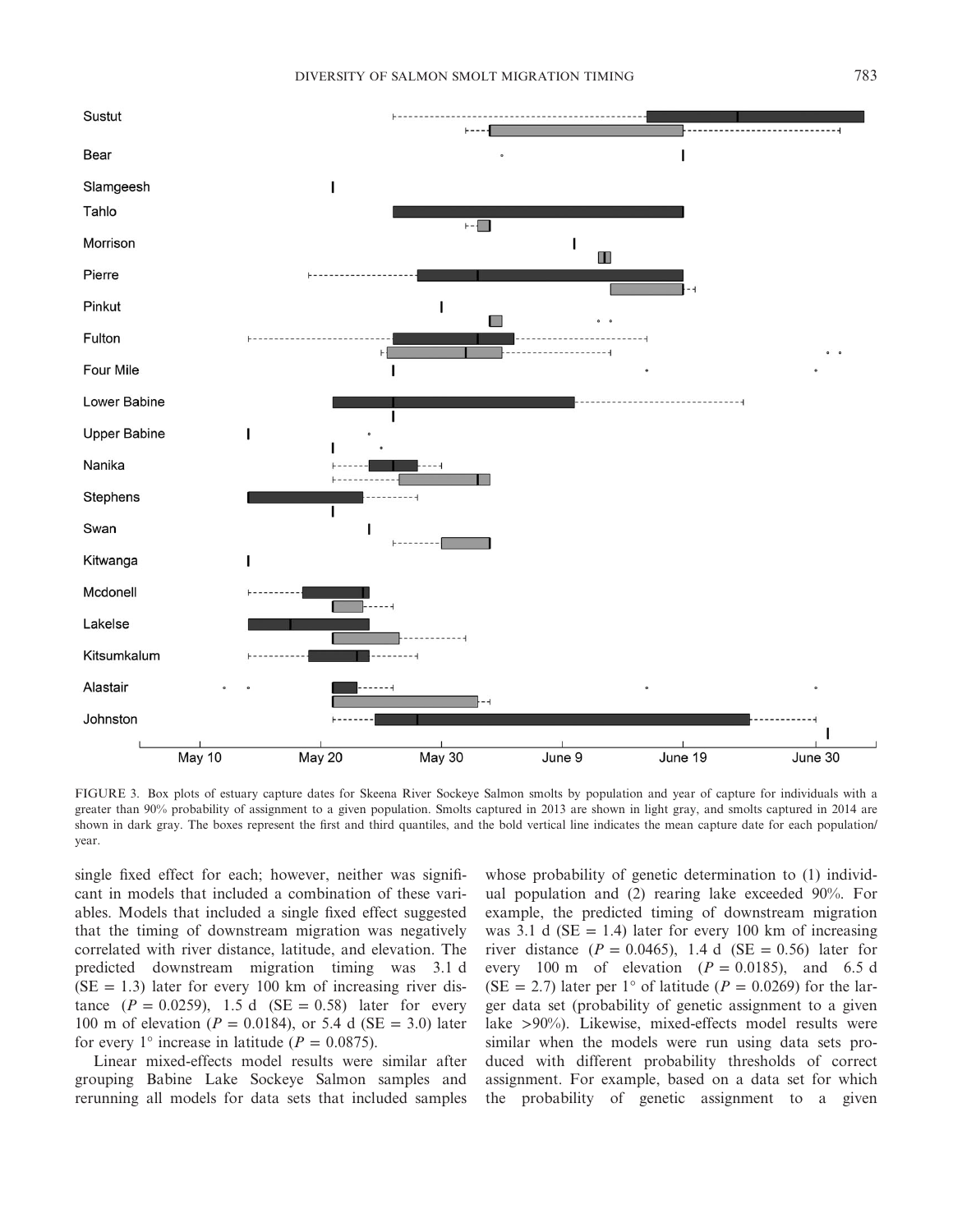FIGURE 3. Box plots of estuary capture dates for Skeena River Sockeye Salmon smolts by population and year of capture for individuals with a greater than 90% probability of assignment to a given population. Smolts captured in 2013 are shown in light gray, and smolts captured in 2014 are shown in dark gray. The boxes represent the first and third quantiles, and the bold vertical line indicates the mean capture date for each population/year.

single fixed effect for each; however, neither was significant in models that included a combination of these variables. Models that included a single fixed effect suggested that the timing of downstream migration was negatively correlated with river distance, latitude, and elevation. The predicted downstream migration timing was 3.1 d (SE = 1.3) later for every 100 km of increasing river distance ($P = 0.0259$), 1.5 d (SE = 0.58) later for every 100 m of elevation ($P = 0.0184$), or 5.4 d (SE = 3.0) later for every 1° increase in latitude ($P = 0.0875$).

Linear mixed-effects model results were similar after grouping Babine Lake Sockeye Salmon samples and rerunning all models for data sets that included samples whose probability of genetic determination to (1) individual population and (2) rearing lake exceeded 90%. For example, the predicted timing of downstream migration was 3.1 d (SE = 1.4) later for every 100 km of increasing river distance ($P = 0.0465$), 1.4 d (SE = 0.56) later for every 100 m of elevation ($P = 0.0185$), and 6.5 d (SE = 2.7) later per 1° of latitude ($P = 0.0269$) for the larger data set (probability of genetic assignment to a given lake >90%). Likewise, mixed-effects model results were similar when the models were run using data sets produced with different probability thresholds of correct assignment. For example, based on a data set for which the probability of genetic assignment to a given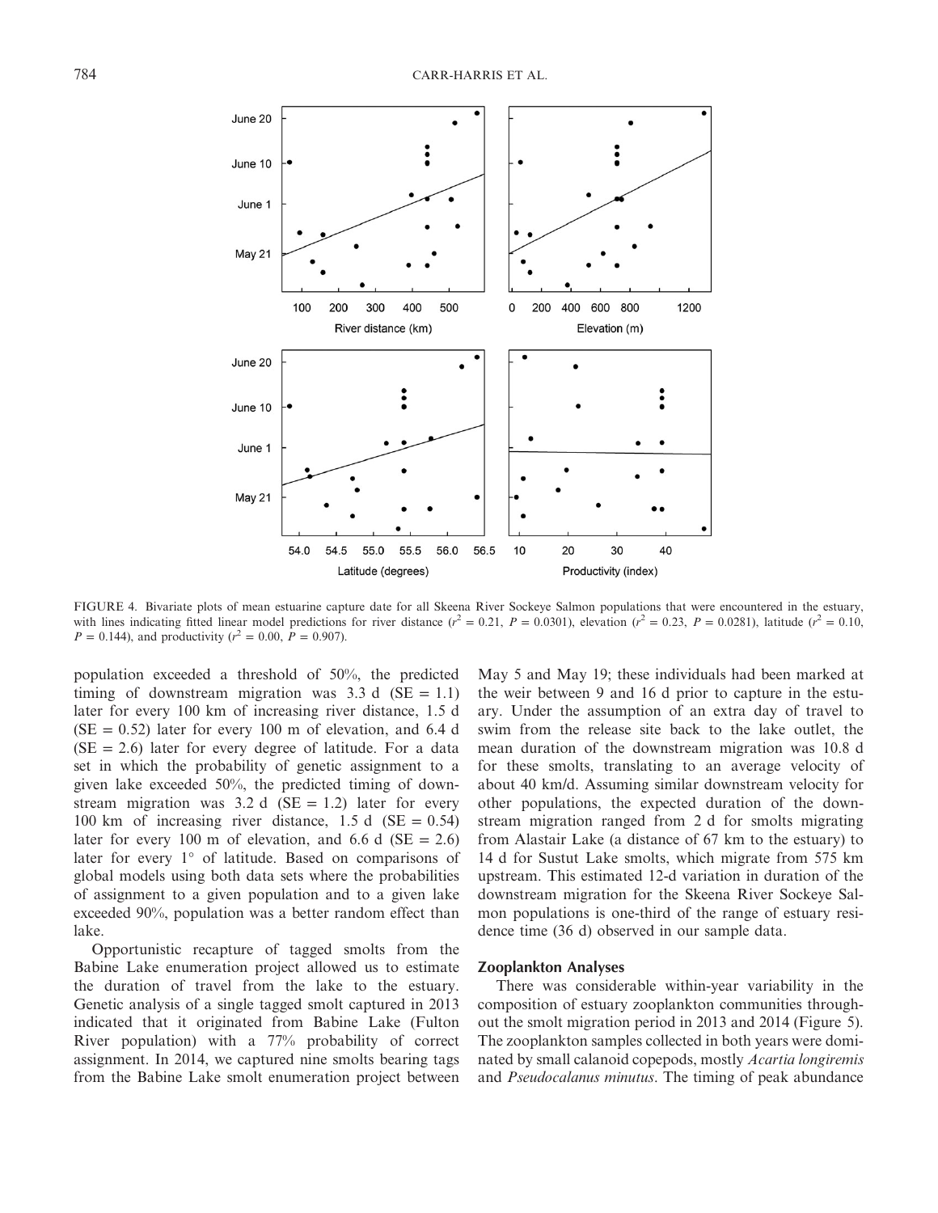FIGURE 4. Bivariate plots of mean estuarine capture date for all Skeena River Sockeye Salmon populations that were encountered in the estuary, with lines indicating fitted linear model predictions for river distance ($r^2 = 0.21$, $P = 0.0301$), elevation ($r^2 = 0.23$, $P = 0.0281$), latitude ($r^2 = 0.10$, $P = 0.144$), and productivity ($r^2 = 0.00$, $P = 0.907$).

population exceeded a threshold of 50%, the predicted timing of downstream migration was 3.3 d (SE = 1.1) later for every 100 km of increasing river distance, 1.5 d (SE = 0.52) later for every 100 m of elevation, and 6.4 d (SE = 2.6) later for every degree of latitude. For a data set in which the probability of genetic assignment to a given lake exceeded 50%, the predicted timing of downstream migration was 3.2 d (SE = 1.2) later for every 100 km of increasing river distance, 1.5 d (SE = 0.54) later for every 100 m of elevation, and 6.6 d (SE = 2.6) later for every 1° of latitude. Based on comparisons of global models using both data sets where the probabilities of assignment to a given population and to a given lake exceeded 90%, population was a better random effect than lake.

Opportunistic recapture of tagged smolts from the Babine Lake enumeration project allowed us to estimate the duration of travel from the lake to the estuary. Genetic analysis of a single tagged smolt captured in 2013 indicated that it originated from Babine Lake (Fulton River population) with a 77% probability of correct assignment. In 2014, we captured nine smolts bearing tags from the Babine Lake smolt enumeration project between May 5 and May 19; these individuals had been marked at the weir between 9 and 16 d prior to capture in the estuary. Under the assumption of an extra day of travel to swim from the release site back to the lake outlet, the mean duration of the downstream migration was 10.8 d for these smolts, translating to an average velocity of about 40 km/d. Assuming similar downstream velocity for other populations, the expected duration of the downstream migration ranged from 2 d for smolts migrating from Alastair Lake (a distance of 67 km to the estuary) to 14 d for Sustut Lake smolts, which migrate from 575 km upstream. This estimated 12-d variation in duration of the downstream migration for the Skeena River Sockeye Salmon populations is one-third of the range of estuary residence time (36 d) observed in our sample data.

### Zooplankton Analyses

There was considerable within-year variability in the composition of estuary zooplankton communities throughout the smolt migration period in 2013 and 2014 (Figure 5). The zooplankton samples collected in both years were dominated by small calanoid copepods, mostly *Acartia longiremis* and *Pseudocalanus minutus*. The timing of peak abundance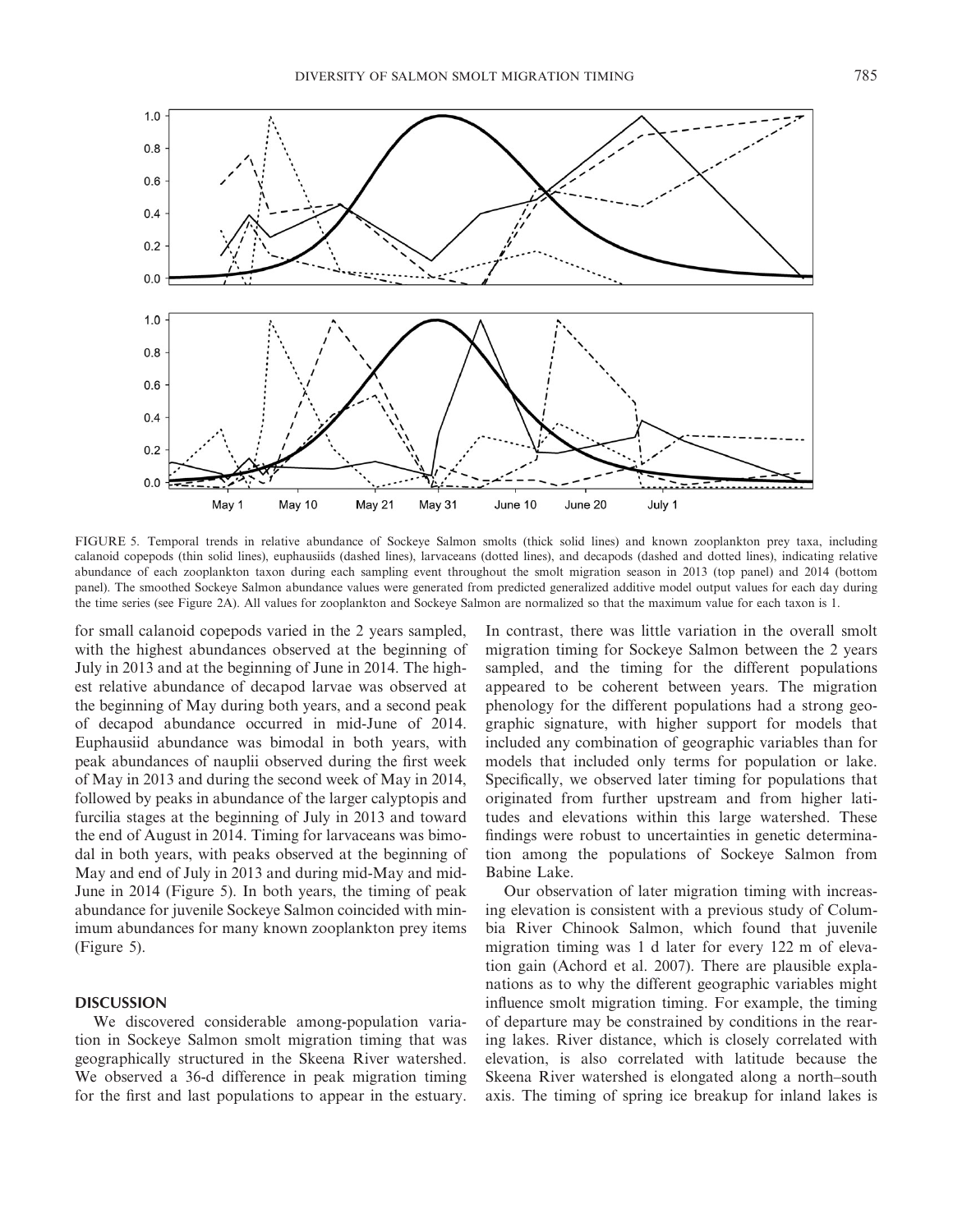FIGURE 5. Temporal trends in relative abundance of Sockeye Salmon smolts (thick solid lines) and known zooplankton prey taxa, including calanoid copepods (thin solid lines), euphausiids (dashed lines), larvaceans (dotted lines), and decapods (dashed and dotted lines), indicating relative abundance of each zooplankton taxon during each sampling event throughout the smolt migration season in 2013 (top panel) and 2014 (bottom panel). The smoothed Sockeye Salmon abundance values were generated from predicted generalized additive model output values for each day during the time series (see Figure 2A). All values for zooplankton and Sockeye Salmon are normalized so that the maximum value for each taxon is 1.

for small calanoid copepods varied in the 2 years sampled, with the highest abundances observed at the beginning of July in 2013 and at the beginning of June in 2014. The highest relative abundance of decapod larvae was observed at the beginning of May during both years, and a second peak of decapod abundance occurred in mid-June of 2014. Euphausiid abundance was bimodal in both years, with peak abundances of nauplii observed during the first week of May in 2013 and during the second week of May in 2014, followed by peaks in abundance of the larger calyptopis and furcilia stages at the beginning of July in 2013 and toward the end of August in 2014. Timing for larvaceans was bimodal in both years, with peaks observed at the beginning of May and end of July in 2013 and during mid-May and mid-June in 2014 (Figure 5). In both years, the timing of peak abundance for juvenile Sockeye Salmon coincided with minimum abundances for many known zooplankton prey items (Figure 5).

## DISCUSSION

We discovered considerable among-population variation in Sockeye Salmon smolt migration timing that was geographically structured in the Skeena River watershed. We observed a 36-d difference in peak migration timing for the first and last populations to appear in the estuary. In contrast, there was little variation in the overall smolt migration timing for Sockeye Salmon between the 2 years sampled, and the timing for the different populations appeared to be coherent between years. The migration phenology for the different populations had a strong geographic signature, with higher support for models that included any combination of geographic variables than for models that included only terms for population or lake. Specifically, we observed later timing for populations that originated from further upstream and from higher latitudes and elevations within this large watershed. These findings were robust to uncertainties in genetic determination among the populations of Sockeye Salmon from Babine Lake.

Our observation of later migration timing with increasing elevation is consistent with a previous study of Columbia River Chinook Salmon, which found that juvenile migration timing was 1 d later for every 122 m of elevation gain (Achord et al. 2007). There are plausible explanations as to why the different geographic variables might influence smolt migration timing. For example, the timing of departure may be constrained by conditions in the rearing lakes. River distance, which is closely correlated with elevation, is also correlated with latitude because the Skeena River watershed is elongated along a north–south axis. The timing of spring ice breakup for inland lakes is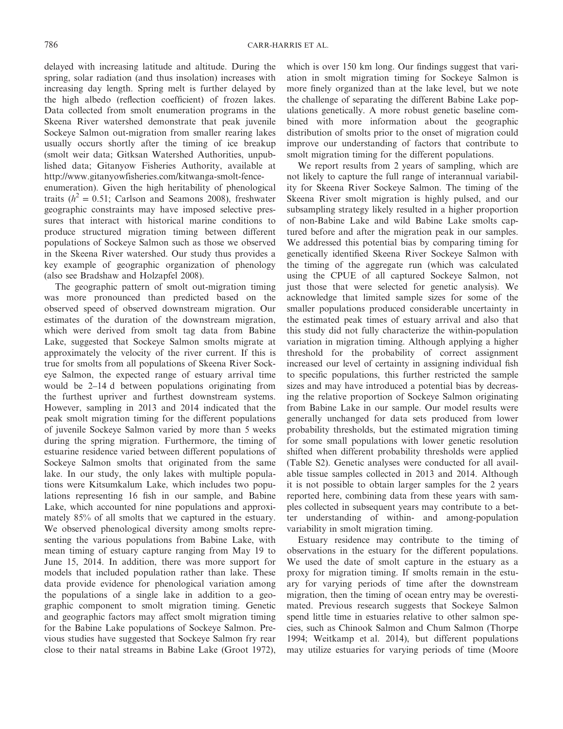delayed with increasing latitude and altitude. During the spring, solar radiation (and thus insolation) increases with increasing day length. Spring melt is further delayed by the high albedo (reflection coefficient) of frozen lakes. Data collected from smolt enumeration programs in the Skeena River watershed demonstrate that peak juvenile Sockeye Salmon out-migration from smaller rearing lakes usually occurs shortly after the timing of ice breakup (smolt weir data; Gitksan Watershed Authorities, unpublished data; Gitanyow Fisheries Authority, available at http://www.gitanyowfisheries.com/kitwanga-smolt-fence-enumeration). Given the high heritability of phenological traits ($h^2 = 0.51$; Carlson and Seamons 2008), freshwater geographic constraints may have imposed selective pressures that interact with historical marine conditions to produce structured migration timing between different populations of Sockeye Salmon such as those we observed in the Skeena River watershed. Our study thus provides a key example of geographic organization of phenology (also see Bradshaw and Holzapfel 2008).

The geographic pattern of smolt out-migration timing was more pronounced than predicted based on the observed speed of observed downstream migration. Our estimates of the duration of the downstream migration, which were derived from smolt tag data from Babine Lake, suggested that Sockeye Salmon smolts migrate at approximately the velocity of the river current. If this is true for smolts from all populations of Skeena River Sockeye Salmon, the expected range of estuary arrival time would be 2–14 d between populations originating from the furthest upriver and furthest downstream systems. However, sampling in 2013 and 2014 indicated that the peak smolt migration timing for the different populations of juvenile Sockeye Salmon varied by more than 5 weeks during the spring migration. Furthermore, the timing of estuarine residence varied between different populations of Sockeye Salmon smolts that originated from the same lake. In our study, the only lakes with multiple populations were Kitsumkalum Lake, which includes two populations representing 16 fish in our sample, and Babine Lake, which accounted for nine populations and approximately 85% of all smolts that we captured in the estuary. We observed phenological diversity among smolts representing the various populations from Babine Lake, with mean timing of estuary capture ranging from May 19 to June 15, 2014. In addition, there was more support for models that included population rather than lake. These data provide evidence for phenological variation among the populations of a single lake in addition to a geographic component to smolt migration timing. Genetic and geographic factors may affect smolt migration timing for the Babine Lake populations of Sockeye Salmon. Previous studies have suggested that Sockeye Salmon fry rear close to their natal streams in Babine Lake (Groot 1972), which is over 150 km long. Our findings suggest that variation in smolt migration timing for Sockeye Salmon is more finely organized than at the lake level, but we note the challenge of separating the different Babine Lake populations genetically. A more robust genetic baseline combined with more information about the geographic distribution of smolts prior to the onset of migration could improve our understanding of factors that contribute to smolt migration timing for the different populations.

We report results from 2 years of sampling, which are not likely to capture the full range of interannual variability for Skeena River Sockeye Salmon. The timing of the Skeena River smolt migration is highly pulsed, and our subsampling strategy likely resulted in a higher proportion of non-Babine Lake and wild Babine Lake smolts captured before and after the migration peak in our samples. We addressed this potential bias by comparing timing for genetically identified Skeena River Sockeye Salmon with the timing of the aggregate run (which was calculated using the CPUE of all captured Sockeye Salmon, not just those that were selected for genetic analysis). We acknowledge that limited sample sizes for some of the smaller populations produced considerable uncertainty in the estimated peak times of estuary arrival and also that this study did not fully characterize the within-population variation in migration timing. Although applying a higher threshold for the probability of correct assignment increased our level of certainty in assigning individual fish to specific populations, this further restricted the sample sizes and may have introduced a potential bias by decreasing the relative proportion of Sockeye Salmon originating from Babine Lake in our sample. Our model results were generally unchanged for data sets produced from lower probability thresholds, but the estimated migration timing for some small populations with lower genetic resolution shifted when different probability thresholds were applied (Table S2). Genetic analyses were conducted for all available tissue samples collected in 2013 and 2014. Although it is not possible to obtain larger samples for the 2 years reported here, combining data from these years with samples collected in subsequent years may contribute to a better understanding of within- and among-population variability in smolt migration timing.

Estuary residence may contribute to the timing of observations in the estuary for the different populations. We used the date of smolt capture in the estuary as a proxy for migration timing. If smolts remain in the estuary for varying periods of time after the downstream migration, then the timing of ocean entry may be overestimated. Previous research suggests that Sockeye Salmon spend little time in estuaries relative to other salmon species, such as Chinook Salmon and Chum Salmon (Thorpe 1994; Weitkamp et al. 2014), but different populations may utilize estuaries for varying periods of time (Moore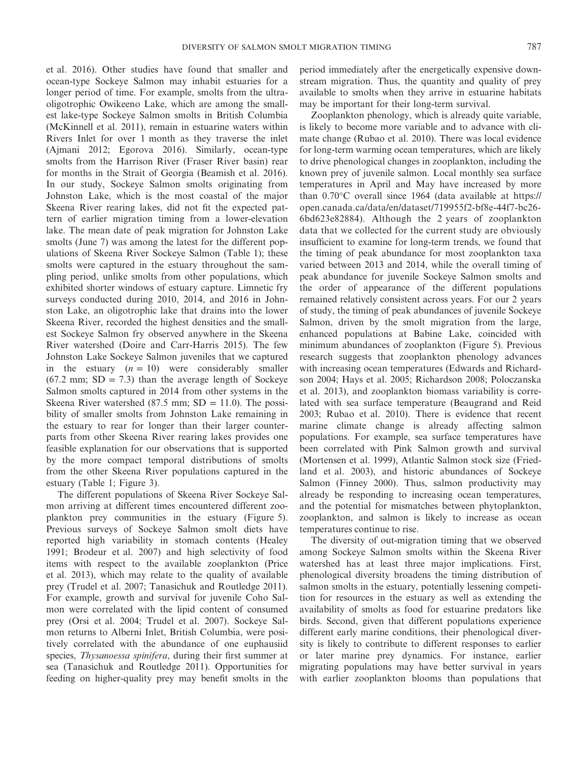et al. 2016). Other studies have found that smaller and ocean-type Sockeye Salmon may inhabit estuaries for a longer period of time. For example, smolts from the ultra-oligotrophic Owikeeno Lake, which are among the smallest lake-type Sockeye Salmon smolts in British Columbia (McKinnell et al. 2011), remain in estuarine waters within Rivers Inlet for over 1 month as they traverse the inlet (Ajmani 2012; Egorova 2016). Similarly, ocean-type smolts from the Harrison River (Fraser River basin) rear for months in the Strait of Georgia (Beamish et al. 2016). In our study, Sockeye Salmon smolts originating from Johnston Lake, which is the most coastal of the major Skeena River rearing lakes, did not fit the expected pattern of earlier migration timing from a lower-elevation lake. The mean date of peak migration for Johnston Lake smolts (June 7) was among the latest for the different populations of Skeena River Sockeye Salmon (Table 1); these smolts were captured in the estuary throughout the sampling period, unlike smolts from other populations, which exhibited shorter windows of estuary capture. Limnetic fry surveys conducted during 2010, 2014, and 2016 in Johnston Lake, an oligotrophic lake that drains into the lower Skeena River, recorded the highest densities and the smallest Sockeye Salmon fry observed anywhere in the Skeena River watershed (Doire and Carr-Harris 2015). The few Johnston Lake Sockeye Salmon juveniles that we captured in the estuary ($n = 10$) were considerably smaller (67.2 mm; SD = 7.3) than the average length of Sockeye Salmon smolts captured in 2014 from other systems in the Skeena River watershed (87.5 mm; SD = 11.0). The possibility of smaller smolts from Johnston Lake remaining in the estuary to rear for longer than their larger counterparts from other Skeena River rearing lakes provides one feasible explanation for our observations that is supported by the more compact temporal distributions of smolts from the other Skeena River populations captured in the estuary (Table 1; Figure 3).

The different populations of Skeena River Sockeye Salmon arriving at different times encountered different zooplankton prey communities in the estuary (Figure 5). Previous surveys of Sockeye Salmon smolt diets have reported high variability in stomach contents (Healey 1991; Brodeur et al. 2007) and high selectivity of food items with respect to the available zooplankton (Price et al. 2013), which may relate to the quality of available prey (Trudel et al. 2007; Tanasichuk and Routledge 2011). For example, growth and survival for juvenile Coho Salmon were correlated with the lipid content of consumed prey (Orsi et al. 2004; Trudel et al. 2007). Sockeye Salmon returns to Alberni Inlet, British Columbia, were positively correlated with the abundance of one euphausiid species, *Thysanoessa spinifera*, during their first summer at sea (Tanasichuk and Routledge 2011). Opportunities for feeding on higher-quality prey may benefit smolts in the period immediately after the energetically expensive downstream migration. Thus, the quantity and quality of prey available to smolts when they arrive in estuarine habitats may be important for their long-term survival.

Zooplankton phenology, which is already quite variable, is likely to become more variable and to advance with climate change (Rubao et al. 2010). There was local evidence for long-term warming ocean temperatures, which are likely to drive phenological changes in zooplankton, including the known prey of juvenile salmon. Local monthly sea surface temperatures in April and May have increased by more than 0.70°C overall since 1964 (data available at https://open.canada.ca/data/en/dataset/719955f2-bf8e-44f7-bc26-6bd623e82884). Although the 2 years of zooplankton data that we collected for the current study are obviously insufficient to examine for long-term trends, we found that the timing of peak abundance for most zooplankton taxa varied between 2013 and 2014, while the overall timing of peak abundance for juvenile Sockeye Salmon smolts and the order of appearance of the different populations remained relatively consistent across years. For our 2 years of study, the timing of peak abundances of juvenile Sockeye Salmon, driven by the smolt migration from the large, enhanced populations at Babine Lake, coincided with minimum abundances of zooplankton (Figure 5). Previous research suggests that zooplankton phenology advances with increasing ocean temperatures (Edwards and Richardson 2004; Hays et al. 2005; Richardson 2008; Poloczanska et al. 2013), and zooplankton biomass variability is correlated with sea surface temperature (Beaugrand and Reid 2003; Rubao et al. 2010). There is evidence that recent marine climate change is already affecting salmon populations. For example, sea surface temperatures have been correlated with Pink Salmon growth and survival (Mortensen et al. 1999), Atlantic Salmon stock size (Friedland et al. 2003), and historic abundances of Sockeye Salmon (Finney 2000). Thus, salmon productivity may already be responding to increasing ocean temperatures, and the potential for mismatches between phytoplankton, zooplankton, and salmon is likely to increase as ocean temperatures continue to rise.

The diversity of out-migration timing that we observed among Sockeye Salmon smolts within the Skeena River watershed has at least three major implications. First, phenological diversity broadens the timing distribution of salmon smolts in the estuary, potentially lessening competition for resources in the estuary as well as extending the availability of smolts as food for estuarine predators like birds. Second, given that different populations experience different early marine conditions, their phenological diversity is likely to contribute to different responses to earlier or later marine prey dynamics. For instance, earlier migrating populations may have better survival in years with earlier zooplankton blooms than populations that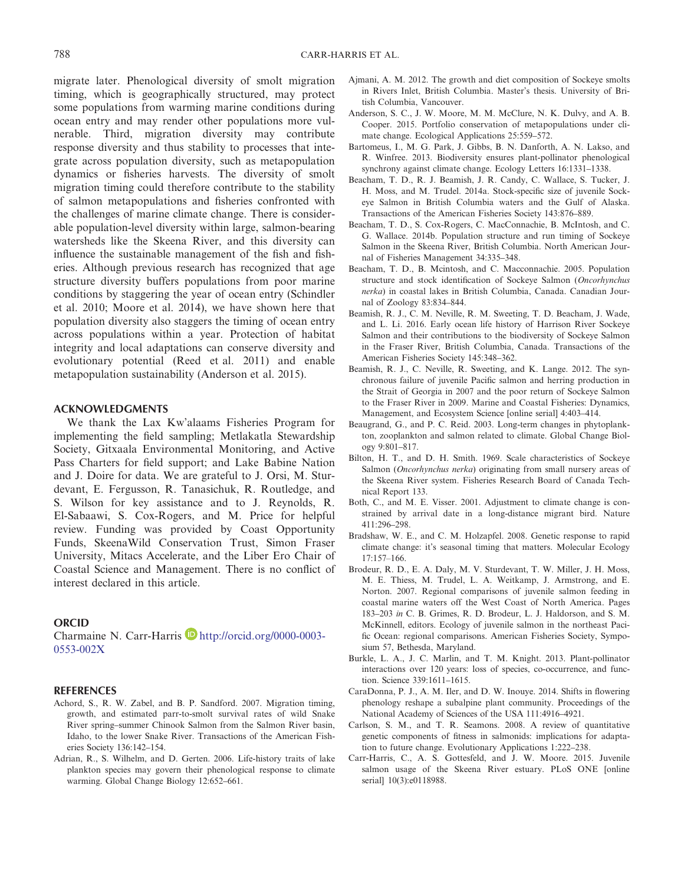migrate later. Phenological diversity of smolt migration timing, which is geographically structured, may protect some populations from warming marine conditions during ocean entry and may render other populations more vulnerable. Third, migration diversity may contribute response diversity and thus stability to processes that integrate across population diversity, such as metapopulation dynamics or fisheries harvests. The diversity of smolt migration timing could therefore contribute to the stability of salmon metapopulations and fisheries confronted with the challenges of marine climate change. There is considerable population-level diversity within large, salmon-bearing watersheds like the Skeena River, and this diversity can influence the sustainable management of the fish and fisheries. Although previous research has recognized that age structure diversity buffers populations from poor marine conditions by staggering the year of ocean entry (Schindler et al. 2010; Moore et al. 2014), we have shown here that population diversity also staggers the timing of ocean entry across populations within a year. Protection of habitat integrity and local adaptations can conserve diversity and evolutionary potential (Reed et al. 2011) and enable metapopulation sustainability (Anderson et al. 2015).

## ACKNOWLEDGMENTS

We thank the Lax Kw'alaams Fisheries Program for implementing the field sampling; Metlakatla Stewardship Society, Gitxaala Environmental Monitoring, and Active Pass Charters for field support; and Lake Babine Nation and J. Doire for data. We are grateful to J. Orsi, M. Sturdevant, E. Fergusson, R. Tanasichuk, R. Routledge, and S. Wilson for key assistance and to J. Reynolds, R. El-Sabaawi, S. Cox-Rogers, and M. Price for helpful review. Funding was provided by Coast Opportunity Funds, SkeenaWild Conservation Trust, Simon Fraser University, Mitacs Accelerate, and the Liber Ero Chair of Coastal Science and Management. There is no conflict of interest declared in this article.

## ORCID

Charmaine N. Carr-Harris http://orcid.org/0000-0003-0553-002X

## REFERENCES

Achord, S., R. W. Zabel, and B. P. Sandford. 2007. Migration timing, growth, and estimated parr-to-smolt survival rates of wild Snake River spring–summer Chinook Salmon from the Salmon River basin, Idaho, to the lower Snake River. Transactions of the American Fisheries Society 136:142–154.

Adrian, R., S. Wilhelm, and D. Gerten. 2006. Life-history traits of lake plankton species may govern their phenological response to climate warming. Global Change Biology 12:652–661.

Ajmani, A. M. 2012. The growth and diet composition of Sockeye smolts in Rivers Inlet, British Columbia. Master's thesis. University of British Columbia, Vancouver.

Anderson, S. C., J. W. Moore, M. M. McClure, N. K. Dulvy, and A. B. Cooper. 2015. Portfolio conservation of metapopulations under climate change. Ecological Applications 25:559–572.

Bartomeus, I., M. G. Park, J. Gibbs, B. N. Danforth, A. N. Lakso, and R. Winfree. 2013. Biodiversity ensures plant-pollinator phenological synchrony against climate change. Ecology Letters 16:1331–1338.

Beacham, T. D., R. J. Beamish, J. R. Candy, C. Wallace, S. Tucker, J. H. Moss, and M. Trudel. 2014a. Stock-specific size of juvenile Sockeye Salmon in British Columbia waters and the Gulf of Alaska. Transactions of the American Fisheries Society 143:876–889.

Beacham, T. D., S. Cox-Rogers, C. MacConnachie, B. McIntosh, and C. G. Wallace. 2014b. Population structure and run timing of Sockeye Salmon in the Skeena River, British Columbia. North American Journal of Fisheries Management 34:335–348.

Beacham, T. D., B. Mcintosh, and C. Macconnachie. 2005. Population structure and stock identification of Sockeye Salmon (*Oncorhynchus nerka*) in coastal lakes in British Columbia, Canada. Canadian Journal of Zoology 83:834–844.

Beamish, R. J., C. M. Neville, R. M. Sweeting, T. D. Beacham, J. Wade, and L. Li. 2016. Early ocean life history of Harrison River Sockeye Salmon and their contributions to the biodiversity of Sockeye Salmon in the Fraser River, British Columbia, Canada. Transactions of the American Fisheries Society 145:348–362.

Beamish, R. J., C. Neville, R. Sweeting, and K. Lange. 2012. The synchronous failure of juvenile Pacific salmon and herring production in the Strait of Georgia in 2007 and the poor return of Sockeye Salmon to the Fraser River in 2009. Marine and Coastal Fisheries: Dynamics, Management, and Ecosystem Science [online serial] 4:403–414.

Beaugrand, G., and P. C. Reid. 2003. Long-term changes in phytoplankton, zooplankton and salmon related to climate. Global Change Biology 9:801–817.

Bilton, H. T., and D. H. Smith. 1969. Scale characteristics of Sockeye Salmon (*Oncorhynchus nerka*) originating from small nursery areas of the Skeena River system. Fisheries Research Board of Canada Technical Report 133.

Both, C., and M. E. Visser. 2001. Adjustment to climate change is constrained by arrival date in a long-distance migrant bird. Nature 411:296–298.

Bradshaw, W. E., and C. M. Holzapfel. 2008. Genetic response to rapid climate change: it's seasonal timing that matters. Molecular Ecology 17:157–166.

Brodeur, R. D., E. A. Daly, M. V. Sturdevant, T. W. Miller, J. H. Moss, M. E. Thiess, M. Trudel, L. A. Weitkamp, J. Armstrong, and E. Norton. 2007. Regional comparisons of juvenile salmon feeding in coastal marine waters off the West Coast of North America. Pages 183–203 *in* C. B. Grimes, R. D. Brodeur, L. J. Haldorson, and S. M. McKinnell, editors. Ecology of juvenile salmon in the northeast Pacific Ocean: regional comparisons. American Fisheries Society, Symposium 57, Bethesda, Maryland.

Burkle, L. A., J. C. Marlin, and T. M. Knight. 2013. Plant-pollinator interactions over 120 years: loss of species, co-occurrence, and function. Science 339:1611–1615.

CaraDonna, P. J., A. M. Iler, and D. W. Inouye. 2014. Shifts in flowering phenology reshape a subalpine plant community. Proceedings of the National Academy of Sciences of the USA 111:4916–4921.

Carlson, S. M., and T. R. Seamons. 2008. A review of quantitative genetic components of fitness in salmonids: implications for adaptation to future change. Evolutionary Applications 1:222–238.

Carr-Harris, C., A. S. Gottesfeld, and J. W. Moore. 2015. Juvenile salmon usage of the Skeena River estuary. PLoS ONE [online serial] 10(3):e0118988.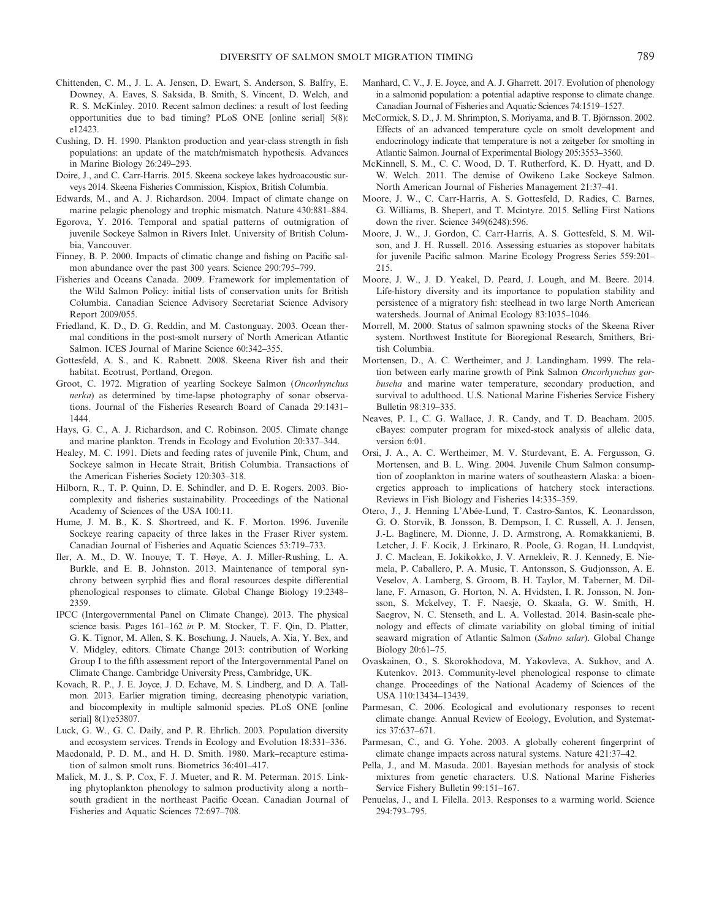Chittenden, C. M., J. L. A. Jensen, D. Ewart, S. Anderson, S. Balfry, E. Downey, A. Eaves, S. Saksida, B. Smith, S. Vincent, D. Welch, and R. S. McKinley. 2010. Recent salmon declines: a result of lost feeding opportunities due to bad timing? PLoS ONE [online serial] 5(8): e12423.

Cushing, D. H. 1990. Plankton production and year-class strength in fish populations: an update of the match/mismatch hypothesis. Advances in Marine Biology 26:249–293.

Doire, J., and C. Carr-Harris. 2015. Skeena sockeye lakes hydroacoustic surveys 2014. Skeena Fisheries Commission, Kispiox, British Columbia.

Edwards, M., and A. J. Richardson. 2004. Impact of climate change on marine pelagic phenology and trophic mismatch. Nature 430:881–884.

Egorova, Y. 2016. Temporal and spatial patterns of outmigration of juvenile Sockeye Salmon in Rivers Inlet. University of British Columbia, Vancouver.

Finney, B. P. 2000. Impacts of climatic change and fishing on Pacific salmon abundance over the past 300 years. Science 290:795–799.

Fisheries and Oceans Canada. 2009. Framework for implementation of the Wild Salmon Policy: initial lists of conservation units for British Columbia. Canadian Science Advisory Secretariat Science Advisory Report 2009/055.

Friedland, K. D., D. G. Reddin, and M. Castonguay. 2003. Ocean thermal conditions in the post-smolt nursery of North American Atlantic Salmon. ICES Journal of Marine Science 60:342–355.

Gottesfeld, A. S., and K. Rabnett. 2008. Skeena River fish and their habitat. Ecotrust, Portland, Oregon.

Groot, C. 1972. Migration of yearling Sockeye Salmon (*Oncorhynchus nerka*) as determined by time-lapse photography of sonar observations. Journal of the Fisheries Research Board of Canada 29:1431–1444.

Hays, G. C., A. J. Richardson, and C. Robinson. 2005. Climate change and marine plankton. Trends in Ecology and Evolution 20:337–344.

Healey, M. C. 1991. Diets and feeding rates of juvenile Pink, Chum, and Sockeye salmon in Hecate Strait, British Columbia. Transactions of the American Fisheries Society 120:303–318.

Hilborn, R., T. P. Quinn, D. E. Schindler, and D. E. Rogers. 2003. Biocomplexity and fisheries sustainability. Proceedings of the National Academy of Sciences of the USA 100:11.

Hume, J. M. B., K. S. Shortreed, and K. F. Morton. 1996. Juvenile Sockeye rearing capacity of three lakes in the Fraser River system. Canadian Journal of Fisheries and Aquatic Sciences 53:719–733.

Iler, A. M., D. W. Inouye, T. T. Høye, A. J. Miller-Rushing, L. A. Burkle, and E. B. Johnston. 2013. Maintenance of temporal synchrony between syrphid flies and floral resources despite differential phenological responses to climate. Global Change Biology 19:2348–2359.

IPCC (Intergovernmental Panel on Climate Change). 2013. The physical science basis. Pages 161–162 *in* P. M. Stocker, T. F. Qin, D. Platter, G. K. Tignor, M. Allen, S. K. Boschung, J. Nauels, A. Xia, Y. Bex, and V. Midgley, editors. Climate Change 2013: contribution of Working Group I to the fifth assessment report of the Intergovernmental Panel on Climate Change. Cambridge University Press, Cambridge, UK.

Kovach, R. P., J. E. Joyce, J. D. Echave, M. S. Lindberg, and D. A. Tallmon. 2013. Earlier migration timing, decreasing phenotypic variation, and biocomplexity in multiple salmonid species. PLoS ONE [online serial] 8(1):e53807.

Luck, G. W., G. C. Daily, and P. R. Ehrlich. 2003. Population diversity and ecosystem services. Trends in Ecology and Evolution 18:331–336.

Macdonald, P. D. M., and H. D. Smith. 1980. Mark–recapture estimation of salmon smolt runs. Biometrics 36:401–417.

Malick, M. J., S. P. Cox, F. J. Mueter, and R. M. Peterman. 2015. Linking phytoplankton phenology to salmon productivity along a north–south gradient in the northeast Pacific Ocean. Canadian Journal of Fisheries and Aquatic Sciences 72:697–708.

Manhard, C. V., J. E. Joyce, and A. J. Gharrett. 2017. Evolution of phenology in a salmonid population: a potential adaptive response to climate change. Canadian Journal of Fisheries and Aquatic Sciences 74:1519–1527.

McCormick, S. D., J. M. Shrimpton, S. Moriyama, and B. T. Björnsson. 2002. Effects of an advanced temperature cycle on smolt development and endocrinology indicate that temperature is not a zeitgeber for smolting in Atlantic Salmon. Journal of Experimental Biology 205:3553–3560.

McKinnell, S. M., C. C. Wood, D. T. Rutherford, K. D. Hyatt, and D. W. Welch. 2011. The demise of Owikeno Lake Sockeye Salmon. North American Journal of Fisheries Management 21:37–41.

Moore, J. W., C. Carr-Harris, A. S. Gottesfeld, D. Radies, C. Barnes, G. Williams, B. Shepert, and T. Mcintyre. 2015. Selling First Nations down the river. Science 349(6248):596.

Moore, J. W., J. Gordon, C. Carr-Harris, A. S. Gottesfeld, S. M. Wilson, and J. H. Russell. 2016. Assessing estuaries as stopover habitats for juvenile Pacific salmon. Marine Ecology Progress Series 559:201–215.

Moore, J. W., J. D. Yeakel, D. Peard, J. Lough, and M. Beere. 2014. Life-history diversity and its importance to population stability and persistence of a migratory fish: steelhead in two large North American watersheds. Journal of Animal Ecology 83:1035–1046.

Morrell, M. 2000. Status of salmon spawning stocks of the Skeena River system. Northwest Institute for Bioregional Research, Smithers, British Columbia.

Mortensen, D., A. C. Wertheimer, and J. Landingham. 1999. The relation between early marine growth of Pink Salmon *Oncorhynchus gorbuscha* and marine water temperature, secondary production, and survival to adulthood. U.S. National Marine Fisheries Service Fishery Bulletin 98:319–335.

Neaves, P. I., C. G. Wallace, J. R. Candy, and T. D. Beacham. 2005. cBayes: computer program for mixed-stock analysis of allelic data, version 6:01.

Orsi, J. A., A. C. Wertheimer, M. V. Sturdevant, E. A. Fergusson, G. Mortensen, and B. L. Wing. 2004. Juvenile Chum Salmon consumption of zooplankton in marine waters of southeastern Alaska: a bioenergetics approach to implications of hatchery stock interactions. Reviews in Fish Biology and Fisheries 14:335–359.

Otero, J., J. Henning L'Abée-Lund, T. Castro-Santos, K. Leonardsson, G. O. Storvik, B. Jonsson, B. Dempson, I. C. Russell, A. J. Jensen, J.-L. Baglinere, M. Dionne, J. D. Armstrong, A. Romakkaniemi, B. Letcher, J. F. Kocik, J. Erkinaro, R. Poole, G. Rogan, H. Lundqvist, J. C. Maclean, E. Jokikokko, J. V. Arnekleiv, R. J. Kennedy, E. Niemela, P. Caballero, P. A. Music, T. Antonsson, S. Gudjonsson, A. E. Veselov, A. Lamberg, S. Groom, B. H. Taylor, M. Taberner, M. Dillane, F. Arnason, G. Horton, N. A. Hvidsten, I. R. Jonsson, N. Jonsson, S. Mckelvey, T. F. Naesje, O. Skaala, G. W. Smith, H. Saegrov, N. C. Stenseth, and L. A. Vollestad. 2014. Basin-scale phenology and effects of climate variability on global timing of initial seaward migration of Atlantic Salmon (*Salmo salar*). Global Change Biology 20:61–75.

Ovaskainen, O., S. Skorokhodova, M. Yakovleva, A. Sukhov, and A. Kutenkov. 2013. Community-level phenological response to climate change. Proceedings of the National Academy of Sciences of the USA 110:13434–13439.

Parmesan, C. 2006. Ecological and evolutionary responses to recent climate change. Annual Review of Ecology, Evolution, and Systematics 37:637–671.

Parmesan, C., and G. Yohe. 2003. A globally coherent fingerprint of climate change impacts across natural systems. Nature 421:37–42.

Pella, J., and M. Masuda. 2001. Bayesian methods for analysis of stock mixtures from genetic characters. U.S. National Marine Fisheries Service Fishery Bulletin 99:151–167.

Penuelas, J., and I. Filella. 2013. Responses to a warming world. Science 294:793–795.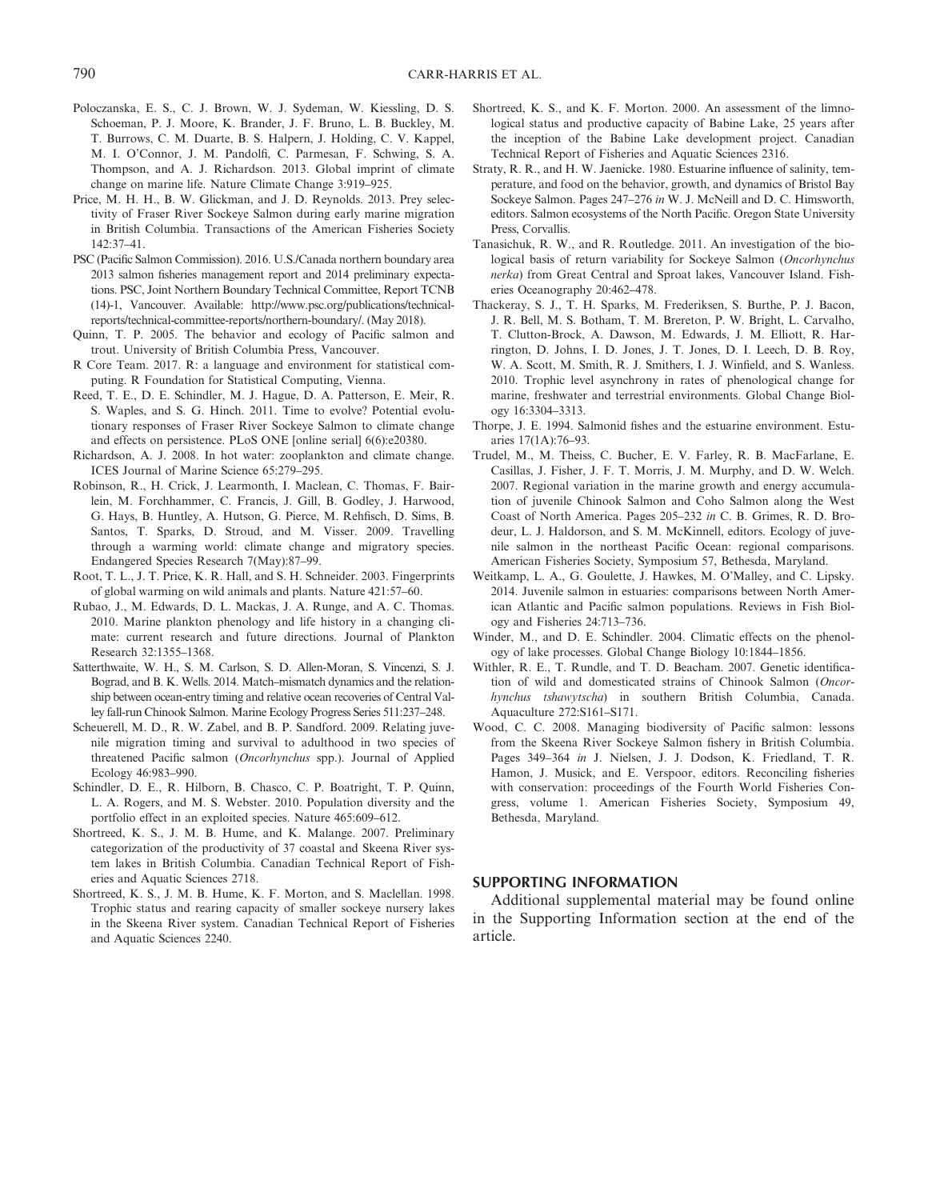Poloczanska, E. S., C. J. Brown, W. J. Sydeman, W. Kiessling, D. S. Schoeman, P. J. Moore, K. Brander, J. F. Bruno, L. B. Buckley, M. T. Burrows, C. M. Duarte, B. S. Halpern, J. Holding, C. V. Kappel, M. I. O'Connor, J. M. Pandolfi, C. Parmesan, F. Schwing, S. A. Thompson, and A. J. Richardson. 2013. Global imprint of climate change on marine life. Nature Climate Change 3:919–925.

Price, M. H. H., B. W. Glickman, and J. D. Reynolds. 2013. Prey selectivity of Fraser River Sockeye Salmon during early marine migration in British Columbia. Transactions of the American Fisheries Society 142:37–41.

PSC (Pacific Salmon Commission). 2016. U.S./Canada northern boundary area 2013 salmon fisheries management report and 2014 preliminary expectations. PSC, Joint Northern Boundary Technical Committee, Report TCNB (14)-1, Vancouver. Available: http://www.psc.org/publications/technical-reports/technical-committee-reports/northern-boundary/. (May 2018).

Quinn, T. P. 2005. The behavior and ecology of Pacific salmon and trout. University of British Columbia Press, Vancouver.

R Core Team. 2017. R: a language and environment for statistical computing. R Foundation for Statistical Computing, Vienna.

Reed, T. E., D. E. Schindler, M. J. Hague, D. A. Patterson, E. Meir, R. S. Waples, and S. G. Hinch. 2011. Time to evolve? Potential evolutionary responses of Fraser River Sockeye Salmon to climate change and effects on persistence. PLoS ONE [online serial] 6(6):e20380.

Richardson, A. J. 2008. In hot water: zooplankton and climate change. ICES Journal of Marine Science 65:279–295.

Robinson, R., H. Crick, J. Learmonth, I. Maclean, C. Thomas, F. Bairlein, M. Forchhammer, C. Francis, J. Gill, B. Godley, J. Harwood, G. Hays, B. Huntley, A. Hutson, G. Pierce, M. Rehfisch, D. Sims, B. Santos, T. Sparks, D. Stroud, and M. Visser. 2009. Travelling through a warming world: climate change and migratory species. Endangered Species Research 7(May):87–99.

Root, T. L., J. T. Price, K. R. Hall, and S. H. Schneider. 2003. Fingerprints of global warming on wild animals and plants. Nature 421:57–60.

Rubao, J., M. Edwards, D. L. Mackas, J. A. Runge, and A. C. Thomas. 2010. Marine plankton phenology and life history in a changing climate: current research and future directions. Journal of Plankton Research 32:1355–1368.

Satterthwaite, W. H., S. M. Carlson, S. D. Allen-Moran, S. Vincenzi, S. J. Bograd, and B. K. Wells. 2014. Match–mismatch dynamics and the relationship between ocean-entry timing and relative ocean recoveries of Central Valley fall-run Chinook Salmon. Marine Ecology Progress Series 511:237–248.

Scheuerell, M. D., R. W. Zabel, and B. P. Sandford. 2009. Relating juvenile migration timing and survival to adulthood in two species of threatened Pacific salmon (*Oncorhynchus* spp.). Journal of Applied Ecology 46:983–990.

Schindler, D. E., R. Hilborn, B. Chasco, C. P. Boatright, T. P. Quinn, L. A. Rogers, and M. S. Webster. 2010. Population diversity and the portfolio effect in an exploited species. Nature 465:609–612.

Shortreed, K. S., J. M. B. Hume, and K. Malange. 2007. Preliminary categorization of the productivity of 37 coastal and Skeena River system lakes in British Columbia. Canadian Technical Report of Fisheries and Aquatic Sciences 2718.

Shortreed, K. S., J. M. B. Hume, K. F. Morton, and S. Maclellan. 1998. Trophic status and rearing capacity of smaller sockeye nursery lakes in the Skeena River system. Canadian Technical Report of Fisheries and Aquatic Sciences 2240.

Shortreed, K. S., and K. F. Morton. 2000. An assessment of the limnological status and productive capacity of Babine Lake, 25 years after the inception of the Babine Lake development project. Canadian Technical Report of Fisheries and Aquatic Sciences 2316.

Straty, R. R., and H. W. Jaenicke. 1980. Estuarine influence of salinity, temperature, and food on the behavior, growth, and dynamics of Bristol Bay Sockeye Salmon. Pages 247–276 *in* W. J. McNeill and D. C. Himsworth, editors. Salmon ecosystems of the North Pacific. Oregon State University Press, Corvallis.

Tanasichuk, R. W., and R. Routledge. 2011. An investigation of the biological basis of return variability for Sockeye Salmon (*Oncorhynchus nerka*) from Great Central and Sproat lakes, Vancouver Island. Fisheries Oceanography 20:462–478.

Thackeray, S. J., T. H. Sparks, M. Frederiksen, S. Burthe, P. J. Bacon, J. R. Bell, M. S. Botham, T. M. Brereton, P. W. Bright, L. Carvalho, T. Clutton-Brock, A. Dawson, M. Edwards, J. M. Elliott, R. Harrington, D. Johns, I. D. Jones, J. T. Jones, D. I. Leech, D. B. Roy, W. A. Scott, M. Smith, R. J. Smithers, I. J. Winfield, and S. Wanless. 2010. Trophic level asynchrony in rates of phenological change for marine, freshwater and terrestrial environments. Global Change Biology 16:3304–3313.

Thorpe, J. E. 1994. Salmonid fishes and the estuarine environment. Estuaries 17(1A):76–93.

Trudel, M., M. Theiss, C. Bucher, E. V. Farley, R. B. MacFarlane, E. Casillas, J. Fisher, J. F. T. Morris, J. M. Murphy, and D. W. Welch. 2007. Regional variation in the marine growth and energy accumulation of juvenile Chinook Salmon and Coho Salmon along the West Coast of North America. Pages 205–232 *in* C. B. Grimes, R. D. Brodeur, L. J. Haldorson, and S. M. McKinnell, editors. Ecology of juvenile salmon in the northeast Pacific Ocean: regional comparisons. American Fisheries Society, Symposium 57, Bethesda, Maryland.

Weitkamp, L. A., G. Goulette, J. Hawkes, M. O'Malley, and C. Lipsky. 2014. Juvenile salmon in estuaries: comparisons between North American Atlantic and Pacific salmon populations. Reviews in Fish Biology and Fisheries 24:713–736.

Winder, M., and D. E. Schindler. 2004. Climatic effects on the phenology of lake processes. Global Change Biology 10:1844–1856.

Withler, R. E., T. Rundle, and T. D. Beacham. 2007. Genetic identification of wild and domesticated strains of Chinook Salmon (*Oncorhynchus tshawytscha*) in southern British Columbia, Canada. Aquaculture 272:S161–S171.

Wood, C. C. 2008. Managing biodiversity of Pacific salmon: lessons from the Skeena River Sockeye Salmon fishery in British Columbia. Pages 349–364 *in* J. Nielsen, J. J. Dodson, K. Friedland, T. R. Hamon, J. Musick, and E. Verspoor, editors. Reconciling fisheries with conservation: proceedings of the Fourth World Fisheries Congress, volume 1. American Fisheries Society, Symposium 49, Bethesda, Maryland.

## SUPPORTING INFORMATION

Additional supplemental material may be found online in the Supporting Information section at the end of the article.